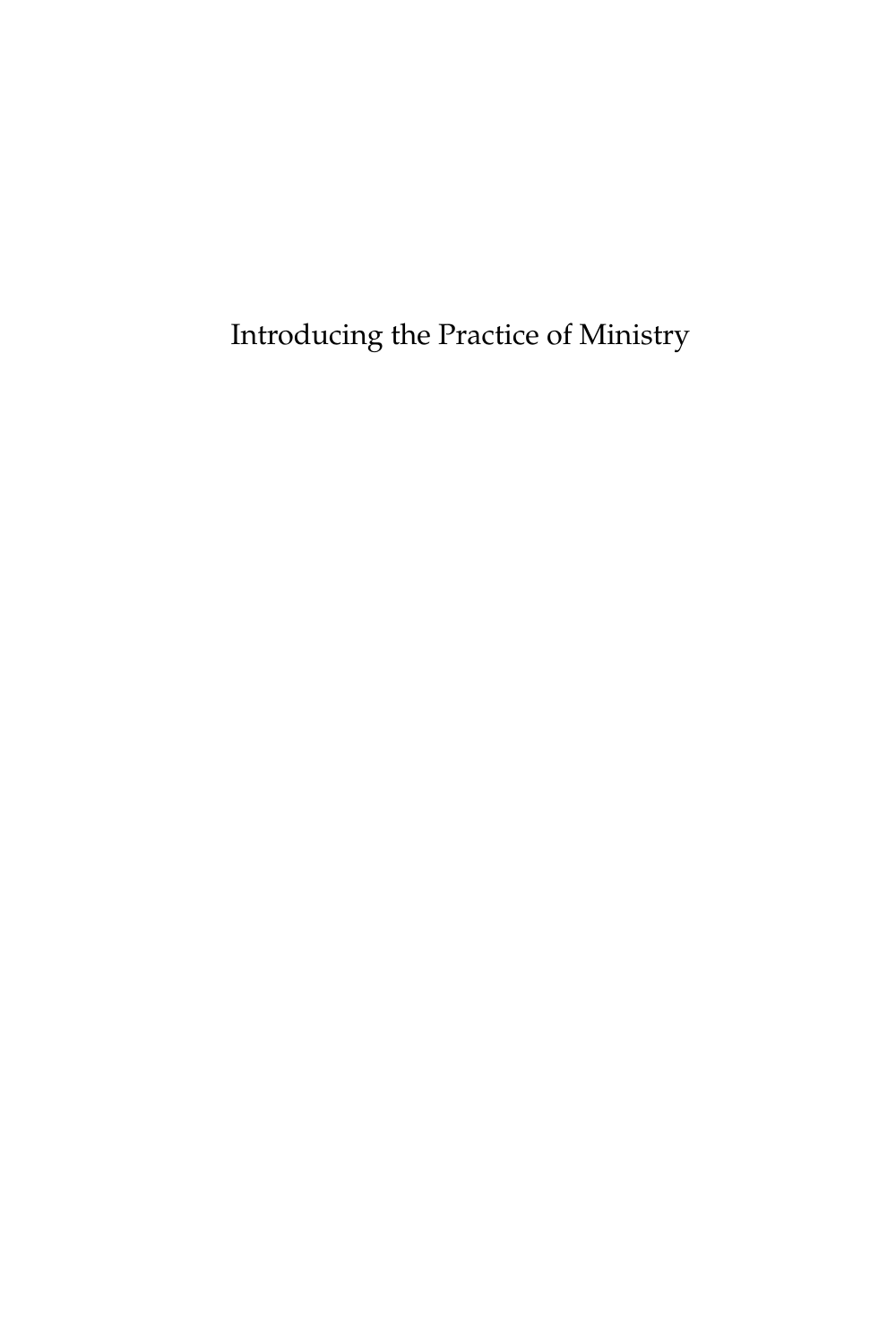# Introducing the Practice of Ministry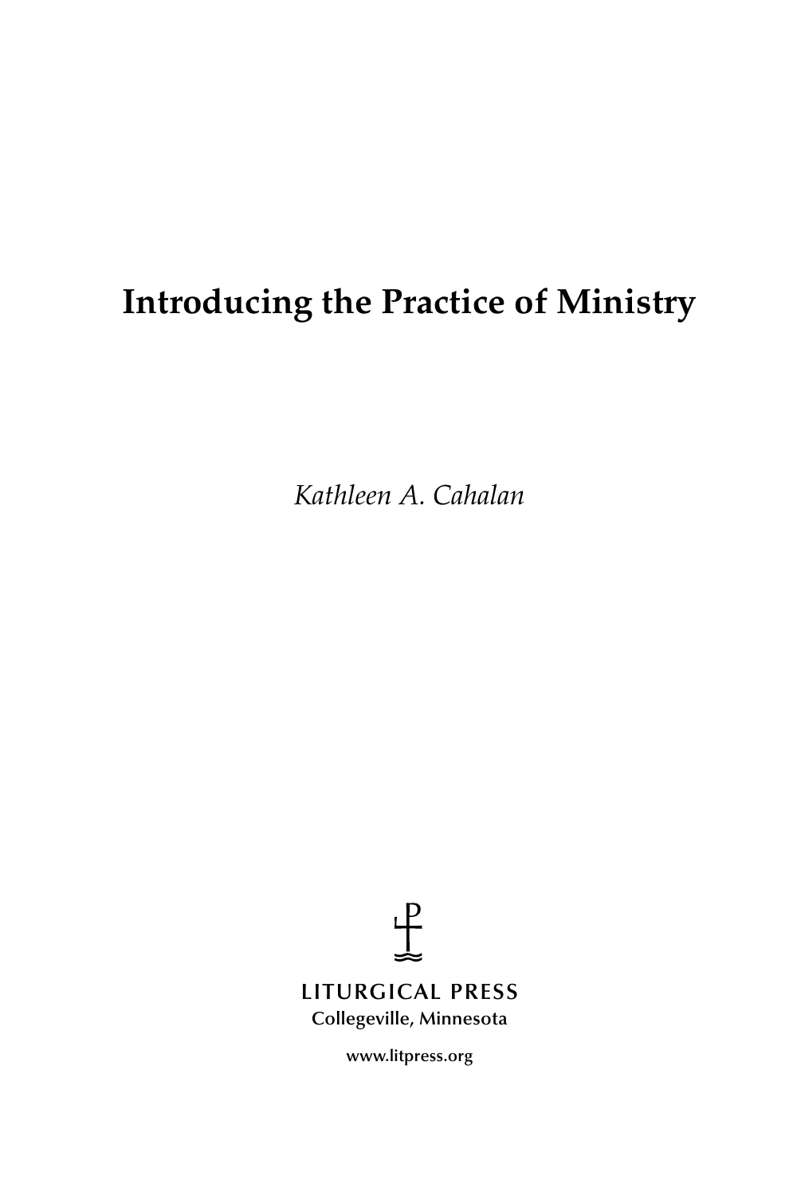# Introducing the Practice of Ministry

*Kathleen A. Cahalan*

LITURGICAL PRESS
Collegeville, Minnesota

www.litpress.org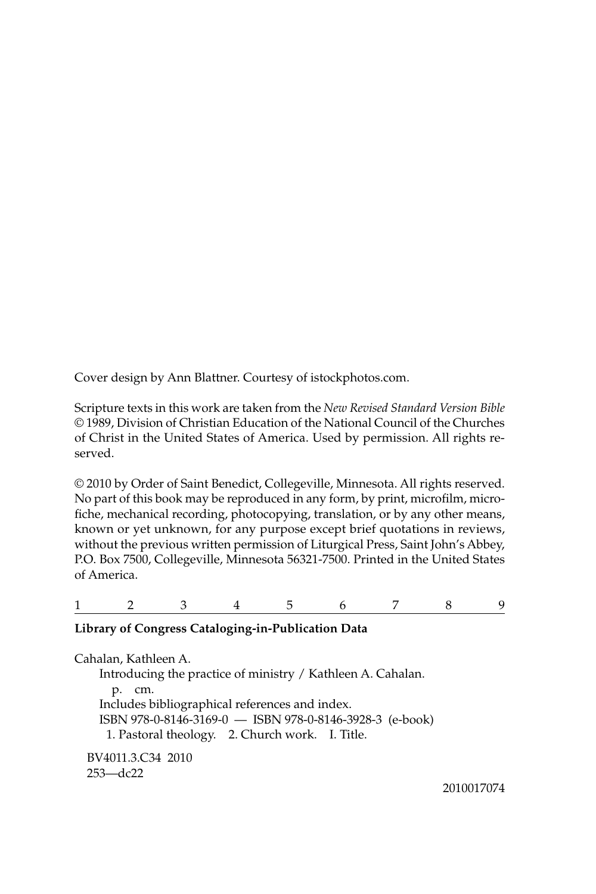Cover design by Ann Blattner. Courtesy of istockphotos.com.

Scripture texts in this work are taken from the *New Revised Standard Version Bible* © 1989, Division of Christian Education of the National Council of the Churches of Christ in the United States of America. Used by permission. All rights reserved.

© 2010 by Order of Saint Benedict, Collegeville, Minnesota. All rights reserved. No part of this book may be reproduced in any form, by print, microfilm, microfiche, mechanical recording, photocopying, translation, or by any other means, known or yet unknown, for any purpose except brief quotations in reviews, without the previous written permission of Liturgical Press, Saint John's Abbey, P.O. Box 7500, Collegeville, Minnesota 56321-7500. Printed in the United States of America.

1 2 3 4 5 6 7 8 9

**Library of Congress Cataloging-in-Publication Data**

Cahalan, Kathleen A.
Introducing the practice of ministry / Kathleen A. Cahalan.
p. cm.
Includes bibliographical references and index.
ISBN 978-0-8146-3169-0 — ISBN 978-0-8146-3928-3 (e-book)
1. Pastoral theology. 2. Church work. I. Title.

BV4011.3.C34 2010
253—dc22

2010017074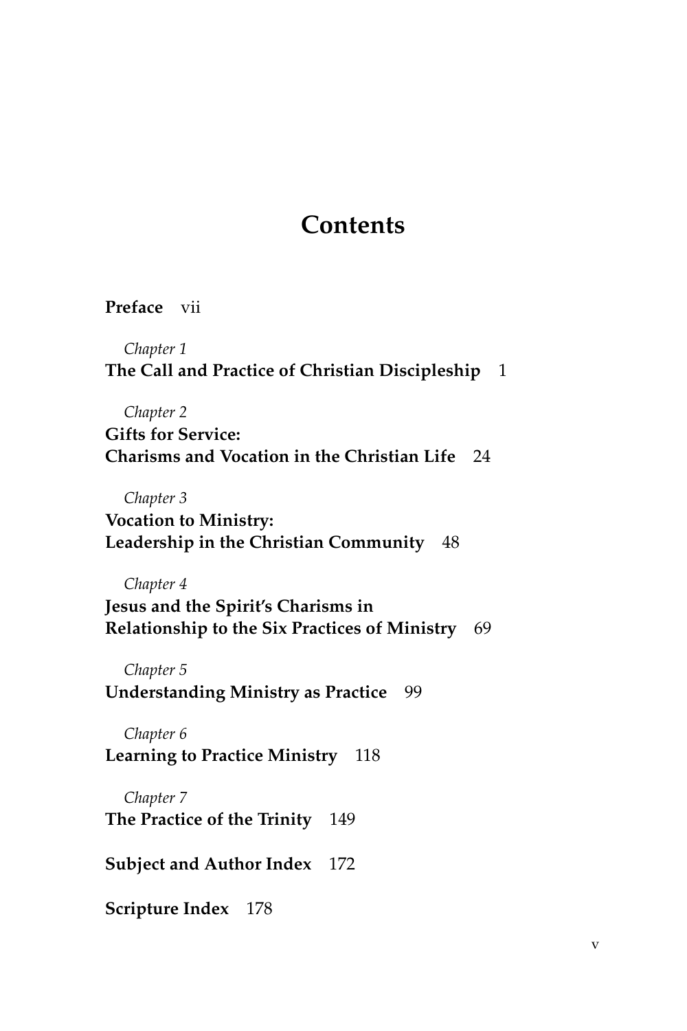# Contents

**Preface** vii

*Chapter 1*
**The Call and Practice of Christian Discipleship** 1

*Chapter 2*
**Gifts for Service:**
**Charisms and Vocation in the Christian Life** 24

*Chapter 3*
**Vocation to Ministry:**
**Leadership in the Christian Community** 48

*Chapter 4*
**Jesus and the Spirit's Charisms in**
**Relationship to the Six Practices of Ministry** 69

*Chapter 5*
**Understanding Ministry as Practice** 99

*Chapter 6*
**Learning to Practice Ministry** 118

*Chapter 7*
**The Practice of the Trinity** 149

**Subject and Author Index** 172

**Scripture Index** 178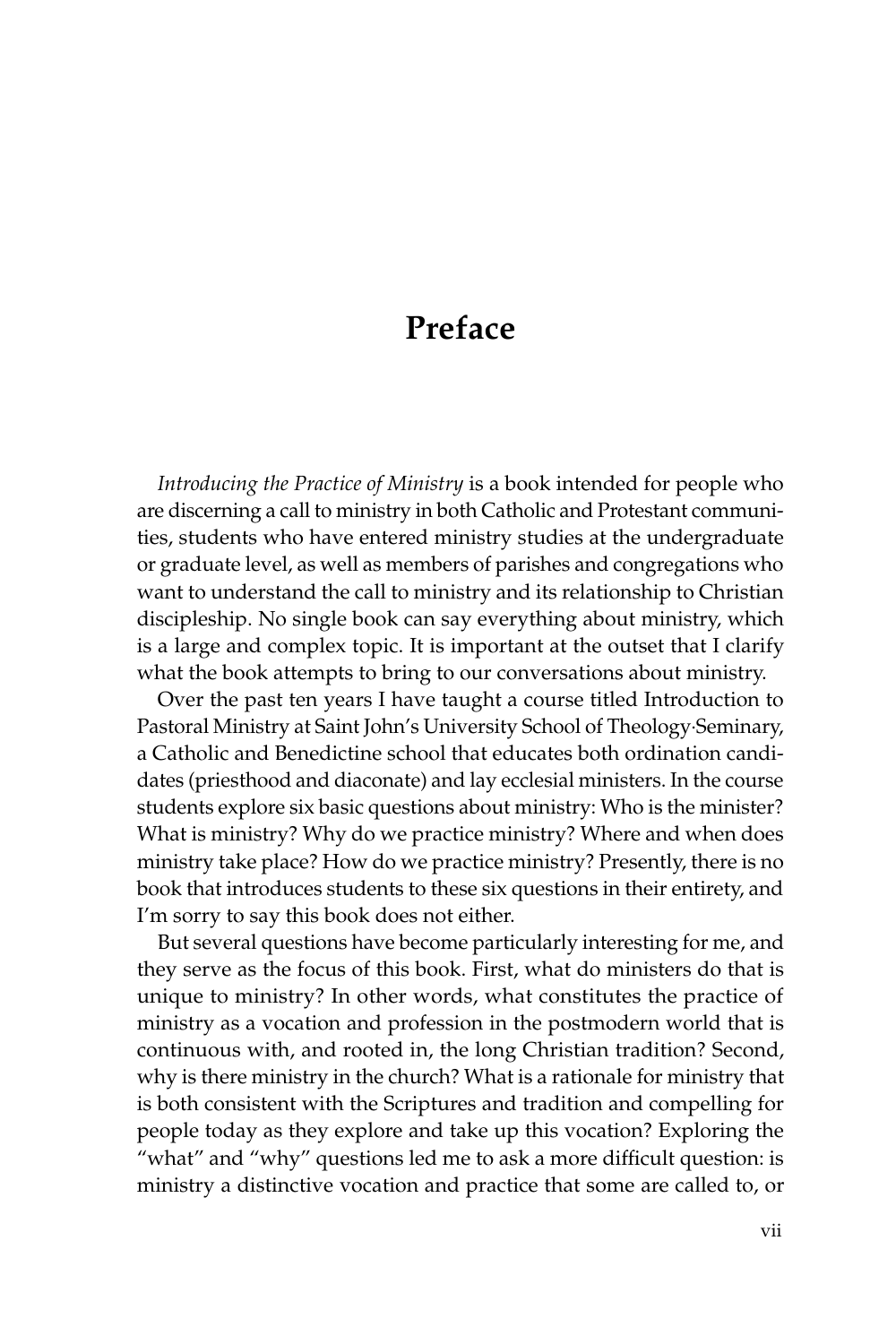# Preface

*Introducing the Practice of Ministry* is a book intended for people who are discerning a call to ministry in both Catholic and Protestant communities, students who have entered ministry studies at the undergraduate or graduate level, as well as members of parishes and congregations who want to understand the call to ministry and its relationship to Christian discipleship. No single book can say everything about ministry, which is a large and complex topic. It is important at the outset that I clarify what the book attempts to bring to our conversations about ministry.

Over the past ten years I have taught a course titled Introduction to Pastoral Ministry at Saint John's University School of Theology·Seminary, a Catholic and Benedictine school that educates both ordination candidates (priesthood and diaconate) and lay ecclesial ministers. In the course students explore six basic questions about ministry: Who is the minister? What is ministry? Why do we practice ministry? Where and when does ministry take place? How do we practice ministry? Presently, there is no book that introduces students to these six questions in their entirety, and I'm sorry to say this book does not either.

But several questions have become particularly interesting for me, and they serve as the focus of this book. First, what do ministers do that is unique to ministry? In other words, what constitutes the practice of ministry as a vocation and profession in the postmodern world that is continuous with, and rooted in, the long Christian tradition? Second, why is there ministry in the church? What is a rationale for ministry that is both consistent with the Scriptures and tradition and compelling for people today as they explore and take up this vocation? Exploring the "what" and "why" questions led me to ask a more difficult question: is ministry a distinctive vocation and practice that some are called to, or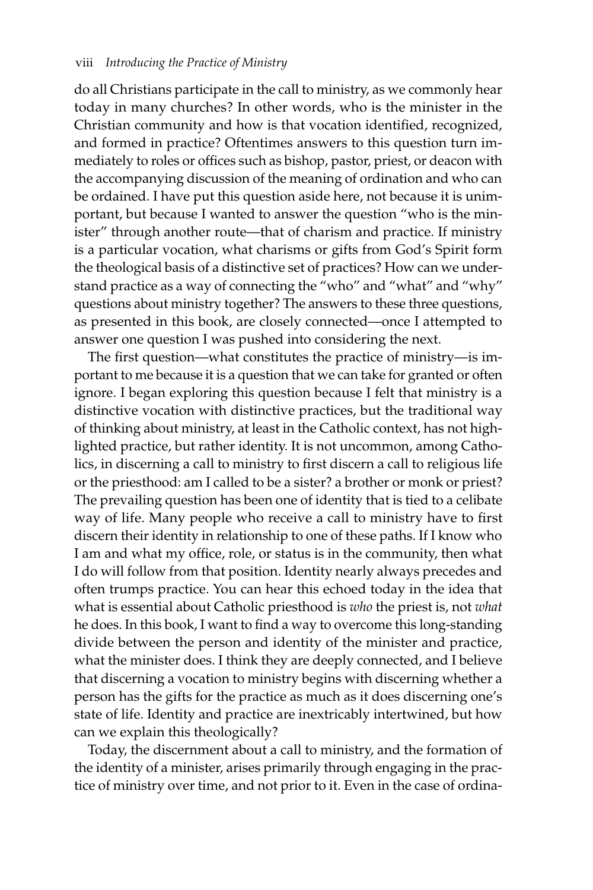do all Christians participate in the call to ministry, as we commonly hear today in many churches? In other words, who is the minister in the Christian community and how is that vocation identified, recognized, and formed in practice? Oftentimes answers to this question turn immediately to roles or offices such as bishop, pastor, priest, or deacon with the accompanying discussion of the meaning of ordination and who can be ordained. I have put this question aside here, not because it is unimportant, but because I wanted to answer the question "who is the minister" through another route—that of charism and practice. If ministry is a particular vocation, what charisms or gifts from God's Spirit form the theological basis of a distinctive set of practices? How can we understand practice as a way of connecting the "who" and "what" and "why" questions about ministry together? The answers to these three questions, as presented in this book, are closely connected—once I attempted to answer one question I was pushed into considering the next.

The first question—what constitutes the practice of ministry—is important to me because it is a question that we can take for granted or often ignore. I began exploring this question because I felt that ministry is a distinctive vocation with distinctive practices, but the traditional way of thinking about ministry, at least in the Catholic context, has not highlighted practice, but rather identity. It is not uncommon, among Catholics, in discerning a call to ministry to first discern a call to religious life or the priesthood: am I called to be a sister? a brother or monk or priest? The prevailing question has been one of identity that is tied to a celibate way of life. Many people who receive a call to ministry have to first discern their identity in relationship to one of these paths. If I know who I am and what my office, role, or status is in the community, then what I do will follow from that position. Identity nearly always precedes and often trumps practice. You can hear this echoed today in the idea that what is essential about Catholic priesthood is *who* the priest is, not *what* he does. In this book, I want to find a way to overcome this long-standing divide between the person and identity of the minister and practice, what the minister does. I think they are deeply connected, and I believe that discerning a vocation to ministry begins with discerning whether a person has the gifts for the practice as much as it does discerning one's state of life. Identity and practice are inextricably intertwined, but how can we explain this theologically?

Today, the discernment about a call to ministry, and the formation of the identity of a minister, arises primarily through engaging in the practice of ministry over time, and not prior to it. Even in the case of ordina-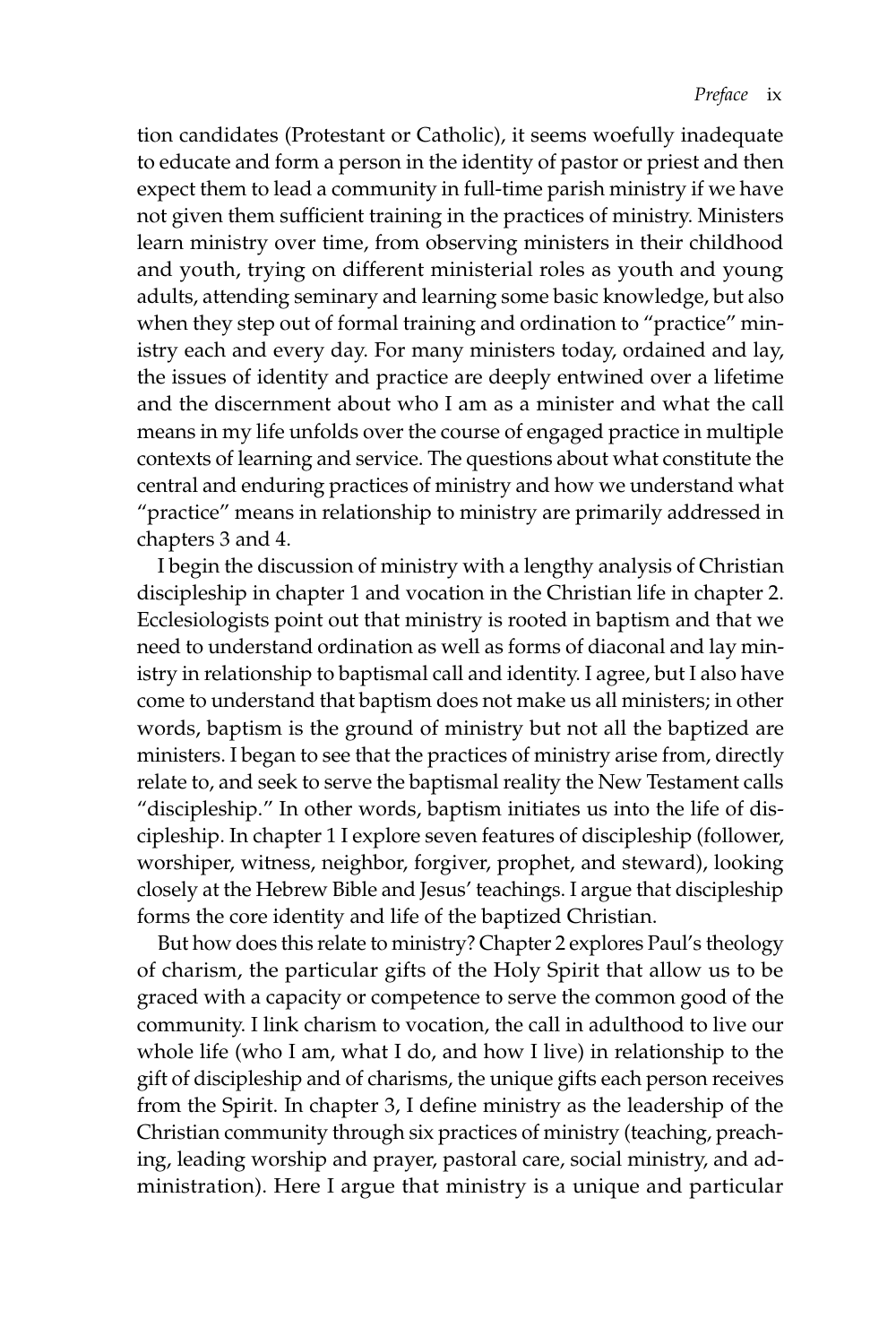tion candidates (Protestant or Catholic), it seems woefully inadequate to educate and form a person in the identity of pastor or priest and then expect them to lead a community in full-time parish ministry if we have not given them sufficient training in the practices of ministry. Ministers learn ministry over time, from observing ministers in their childhood and youth, trying on different ministerial roles as youth and young adults, attending seminary and learning some basic knowledge, but also when they step out of formal training and ordination to "practice" ministry each and every day. For many ministers today, ordained and lay, the issues of identity and practice are deeply entwined over a lifetime and the discernment about who I am as a minister and what the call means in my life unfolds over the course of engaged practice in multiple contexts of learning and service. The questions about what constitute the central and enduring practices of ministry and how we understand what "practice" means in relationship to ministry are primarily addressed in chapters 3 and 4.

I begin the discussion of ministry with a lengthy analysis of Christian discipleship in chapter 1 and vocation in the Christian life in chapter 2. Ecclesiologists point out that ministry is rooted in baptism and that we need to understand ordination as well as forms of diaconal and lay ministry in relationship to baptismal call and identity. I agree, but I also have come to understand that baptism does not make us all ministers; in other words, baptism is the ground of ministry but not all the baptized are ministers. I began to see that the practices of ministry arise from, directly relate to, and seek to serve the baptismal reality the New Testament calls "discipleship." In other words, baptism initiates us into the life of discipleship. In chapter 1 I explore seven features of discipleship (follower, worshiper, witness, neighbor, forgiver, prophet, and steward), looking closely at the Hebrew Bible and Jesus' teachings. I argue that discipleship forms the core identity and life of the baptized Christian.

But how does this relate to ministry? Chapter 2 explores Paul's theology of charism, the particular gifts of the Holy Spirit that allow us to be graced with a capacity or competence to serve the common good of the community. I link charism to vocation, the call in adulthood to live our whole life (who I am, what I do, and how I live) in relationship to the gift of discipleship and of charisms, the unique gifts each person receives from the Spirit. In chapter 3, I define ministry as the leadership of the Christian community through six practices of ministry (teaching, preaching, leading worship and prayer, pastoral care, social ministry, and administration). Here I argue that ministry is a unique and particular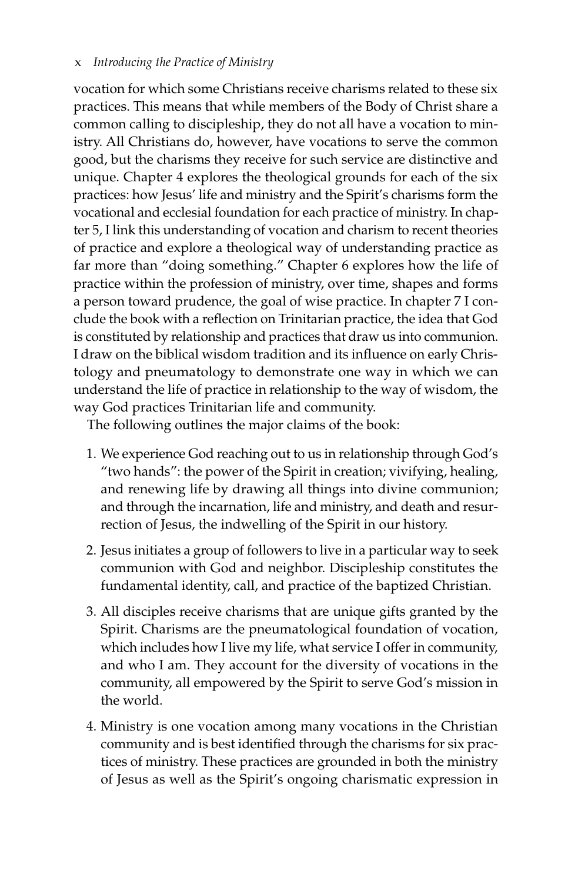vocation for which some Christians receive charisms related to these six practices. This means that while members of the Body of Christ share a common calling to discipleship, they do not all have a vocation to ministry. All Christians do, however, have vocations to serve the common good, but the charisms they receive for such service are distinctive and unique. Chapter 4 explores the theological grounds for each of the six practices: how Jesus' life and ministry and the Spirit's charisms form the vocational and ecclesial foundation for each practice of ministry. In chapter 5, I link this understanding of vocation and charism to recent theories of practice and explore a theological way of understanding practice as far more than "doing something." Chapter 6 explores how the life of practice within the profession of ministry, over time, shapes and forms a person toward prudence, the goal of wise practice. In chapter 7 I conclude the book with a reflection on Trinitarian practice, the idea that God is constituted by relationship and practices that draw us into communion. I draw on the biblical wisdom tradition and its influence on early Christology and pneumatology to demonstrate one way in which we can understand the life of practice in relationship to the way of wisdom, the way God practices Trinitarian life and community.

The following outlines the major claims of the book:

1. We experience God reaching out to us in relationship through God's "two hands": the power of the Spirit in creation; vivifying, healing, and renewing life by drawing all things into divine communion; and through the incarnation, life and ministry, and death and resurrection of Jesus, the indwelling of the Spirit in our history.
2. Jesus initiates a group of followers to live in a particular way to seek communion with God and neighbor. Discipleship constitutes the fundamental identity, call, and practice of the baptized Christian.
3. All disciples receive charisms that are unique gifts granted by the Spirit. Charisms are the pneumatological foundation of vocation, which includes how I live my life, what service I offer in community, and who I am. They account for the diversity of vocations in the community, all empowered by the Spirit to serve God's mission in the world.
4. Ministry is one vocation among many vocations in the Christian community and is best identified through the charisms for six practices of ministry. These practices are grounded in both the ministry of Jesus as well as the Spirit's ongoing charismatic expression in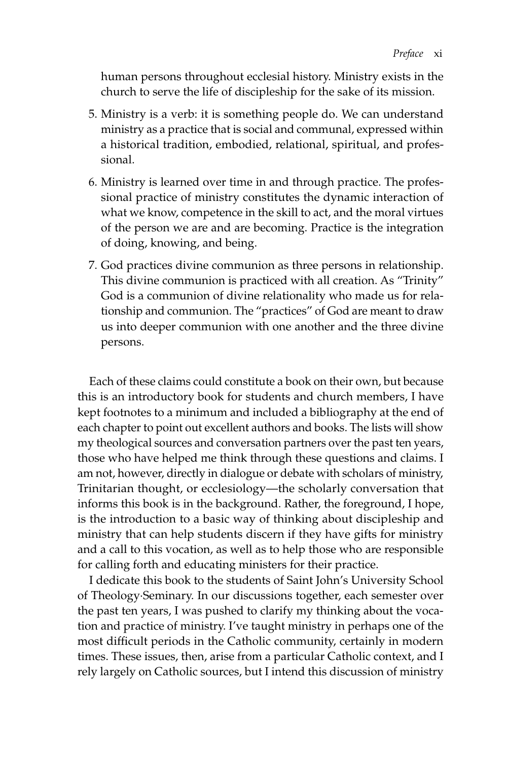human persons throughout ecclesial history. Ministry exists in the church to serve the life of discipleship for the sake of its mission.

5. Ministry is a verb: it is something people do. We can understand ministry as a practice that is social and communal, expressed within a historical tradition, embodied, relational, spiritual, and professional.
6. Ministry is learned over time in and through practice. The professional practice of ministry constitutes the dynamic interaction of what we know, competence in the skill to act, and the moral virtues of the person we are and are becoming. Practice is the integration of doing, knowing, and being.
7. God practices divine communion as three persons in relationship. This divine communion is practiced with all creation. As "Trinity" God is a communion of divine relationality who made us for relationship and communion. The "practices" of God are meant to draw us into deeper communion with one another and the three divine persons.

Each of these claims could constitute a book on their own, but because this is an introductory book for students and church members, I have kept footnotes to a minimum and included a bibliography at the end of each chapter to point out excellent authors and books. The lists will show my theological sources and conversation partners over the past ten years, those who have helped me think through these questions and claims. I am not, however, directly in dialogue or debate with scholars of ministry, Trinitarian thought, or ecclesiology—the scholarly conversation that informs this book is in the background. Rather, the foreground, I hope, is the introduction to a basic way of thinking about discipleship and ministry that can help students discern if they have gifts for ministry and a call to this vocation, as well as to help those who are responsible for calling forth and educating ministers for their practice.

I dedicate this book to the students of Saint John's University School of Theology·Seminary. In our discussions together, each semester over the past ten years, I was pushed to clarify my thinking about the vocation and practice of ministry. I've taught ministry in perhaps one of the most difficult periods in the Catholic community, certainly in modern times. These issues, then, arise from a particular Catholic context, and I rely largely on Catholic sources, but I intend this discussion of ministry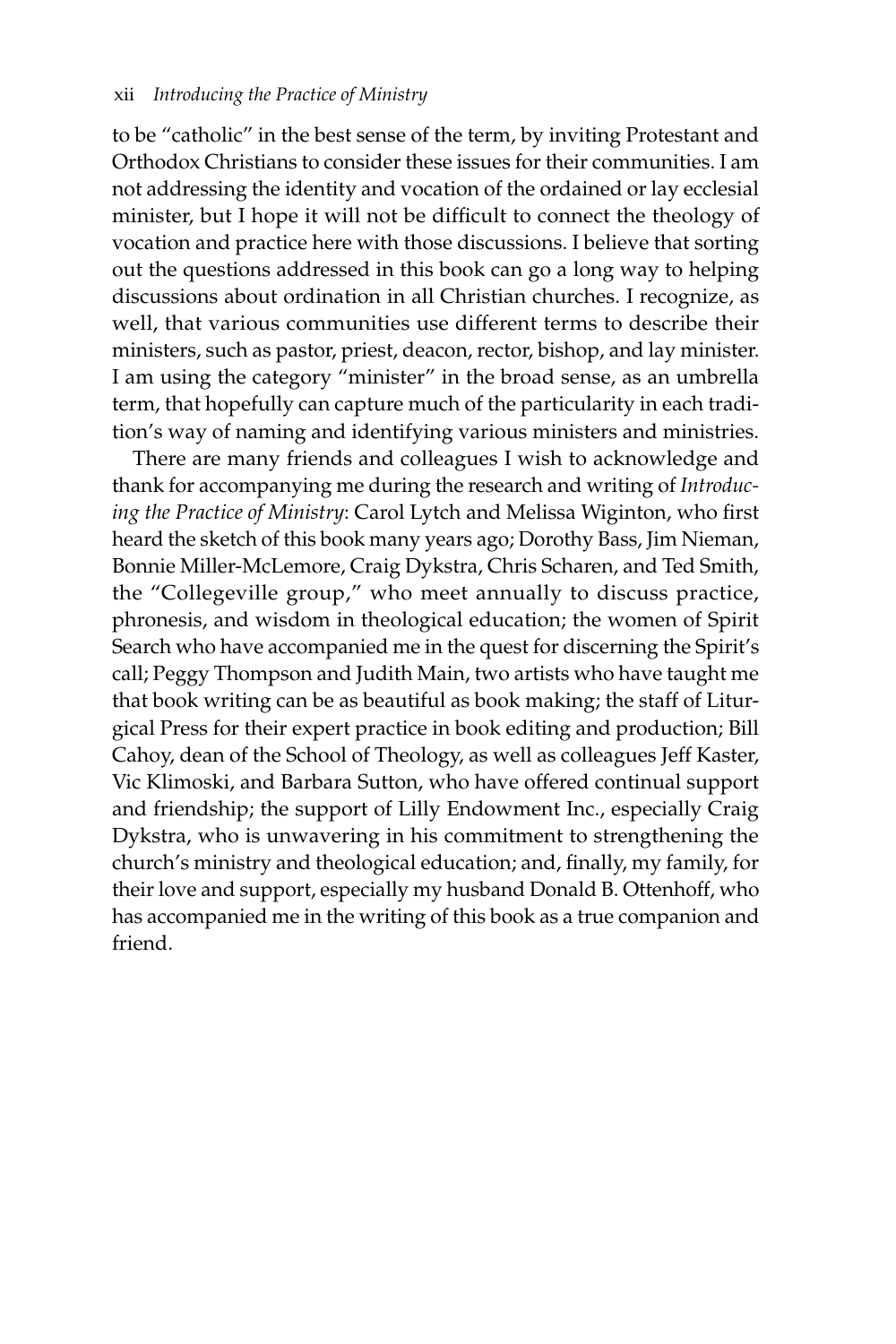to be "catholic" in the best sense of the term, by inviting Protestant and Orthodox Christians to consider these issues for their communities. I am not addressing the identity and vocation of the ordained or lay ecclesial minister, but I hope it will not be difficult to connect the theology of vocation and practice here with those discussions. I believe that sorting out the questions addressed in this book can go a long way to helping discussions about ordination in all Christian churches. I recognize, as well, that various communities use different terms to describe their ministers, such as pastor, priest, deacon, rector, bishop, and lay minister. I am using the category "minister" in the broad sense, as an umbrella term, that hopefully can capture much of the particularity in each tradition's way of naming and identifying various ministers and ministries.

There are many friends and colleagues I wish to acknowledge and thank for accompanying me during the research and writing of *Introducing the Practice of Ministry*: Carol Lytch and Melissa Wiginton, who first heard the sketch of this book many years ago; Dorothy Bass, Jim Nieman, Bonnie Miller-McLemore, Craig Dykstra, Chris Scharen, and Ted Smith, the "Collegeville group," who meet annually to discuss practice, phronesis, and wisdom in theological education; the women of Spirit Search who have accompanied me in the quest for discerning the Spirit's call; Peggy Thompson and Judith Main, two artists who have taught me that book writing can be as beautiful as book making; the staff of Liturgical Press for their expert practice in book editing and production; Bill Cahoy, dean of the School of Theology, as well as colleagues Jeff Kaster, Vic Klimoski, and Barbara Sutton, who have offered continual support and friendship; the support of Lilly Endowment Inc., especially Craig Dykstra, who is unwavering in his commitment to strengthening the church's ministry and theological education; and, finally, my family, for their love and support, especially my husband Donald B. Ottenhoff, who has accompanied me in the writing of this book as a true companion and friend.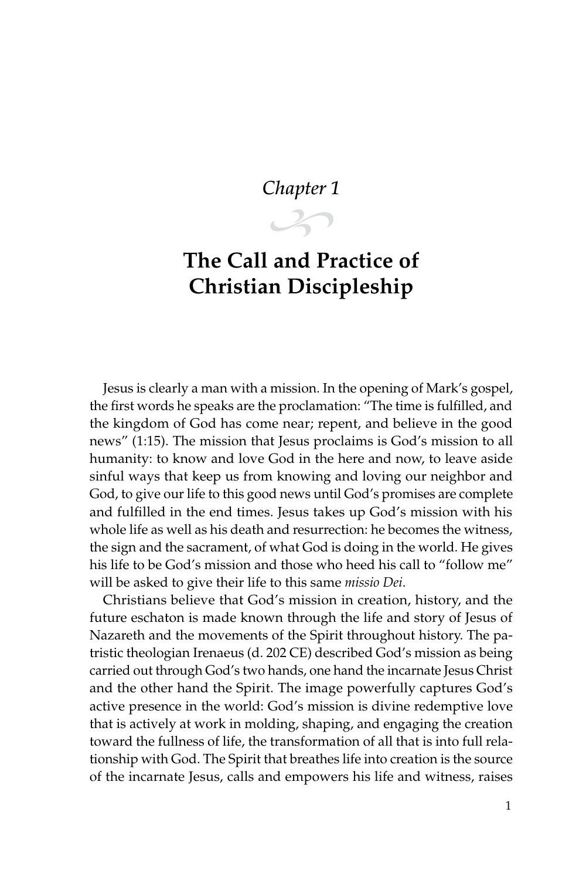*Chapter 1*

# The Call and Practice of Christian Discipleship

Jesus is clearly a man with a mission. In the opening of Mark's gospel, the first words he speaks are the proclamation: "The time is fulfilled, and the kingdom of God has come near; repent, and believe in the good news" (1:15). The mission that Jesus proclaims is God's mission to all humanity: to know and love God in the here and now, to leave aside sinful ways that keep us from knowing and loving our neighbor and God, to give our life to this good news until God's promises are complete and fulfilled in the end times. Jesus takes up God's mission with his whole life as well as his death and resurrection: he becomes the witness, the sign and the sacrament, of what God is doing in the world. He gives his life to be God's mission and those who heed his call to "follow me" will be asked to give their life to this same *missio Dei*.

Christians believe that God's mission in creation, history, and the future eschaton is made known through the life and story of Jesus of Nazareth and the movements of the Spirit throughout history. The patristic theologian Irenaeus (d. 202 CE) described God's mission as being carried out through God's two hands, one hand the incarnate Jesus Christ and the other hand the Spirit. The image powerfully captures God's active presence in the world: God's mission is divine redemptive love that is actively at work in molding, shaping, and engaging the creation toward the fullness of life, the transformation of all that is into full relationship with God. The Spirit that breathes life into creation is the source of the incarnate Jesus, calls and empowers his life and witness, raises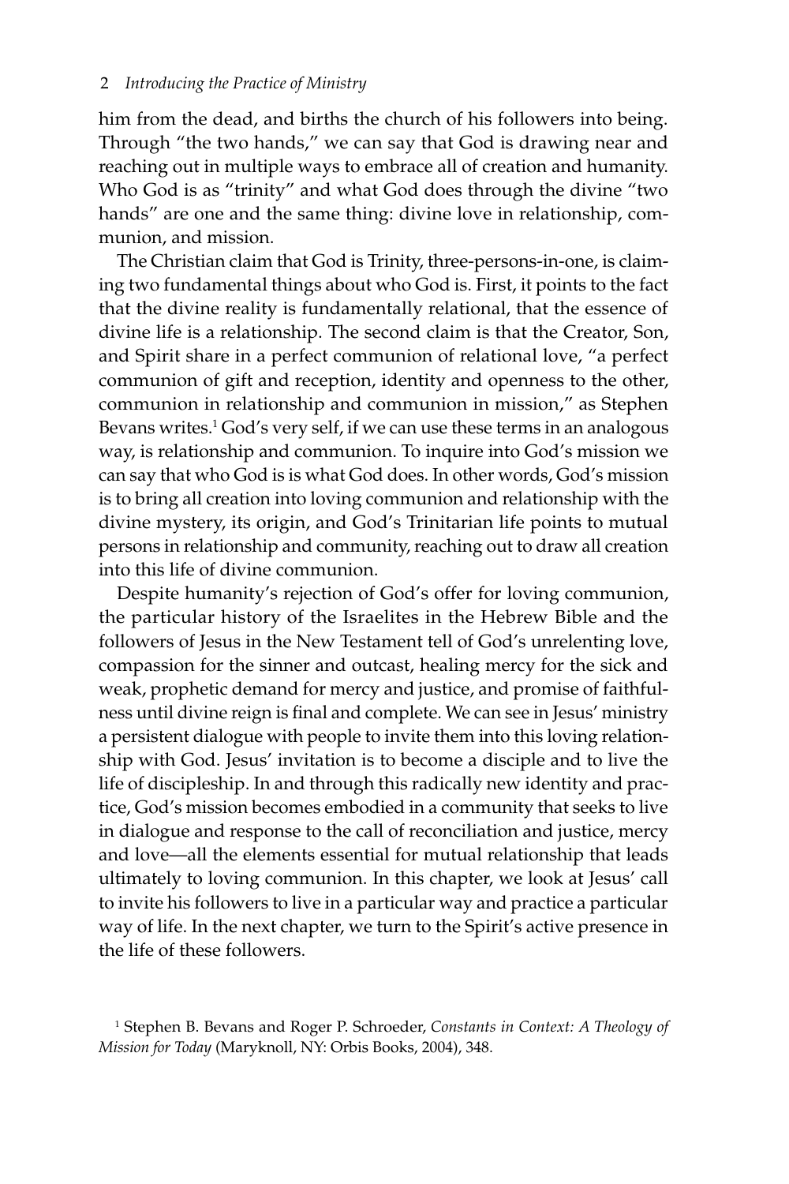him from the dead, and births the church of his followers into being. Through "the two hands," we can say that God is drawing near and reaching out in multiple ways to embrace all of creation and humanity. Who God is as "trinity" and what God does through the divine "two hands" are one and the same thing: divine love in relationship, communion, and mission.

The Christian claim that God is Trinity, three-persons-in-one, is claiming two fundamental things about who God is. First, it points to the fact that the divine reality is fundamentally relational, that the essence of divine life is a relationship. The second claim is that the Creator, Son, and Spirit share in a perfect communion of relational love, "a perfect communion of gift and reception, identity and openness to the other, communion in relationship and communion in mission," as Stephen Bevans writes.[1] God's very self, if we can use these terms in an analogous way, is relationship and communion. To inquire into God's mission we can say that who God is is what God does. In other words, God's mission is to bring all creation into loving communion and relationship with the divine mystery, its origin, and God's Trinitarian life points to mutual persons in relationship and community, reaching out to draw all creation into this life of divine communion.

Despite humanity's rejection of God's offer for loving communion, the particular history of the Israelites in the Hebrew Bible and the followers of Jesus in the New Testament tell of God's unrelenting love, compassion for the sinner and outcast, healing mercy for the sick and weak, prophetic demand for mercy and justice, and promise of faithfulness until divine reign is final and complete. We can see in Jesus' ministry a persistent dialogue with people to invite them into this loving relationship with God. Jesus' invitation is to become a disciple and to live the life of discipleship. In and through this radically new identity and practice, God's mission becomes embodied in a community that seeks to live in dialogue and response to the call of reconciliation and justice, mercy and love—all the elements essential for mutual relationship that leads ultimately to loving communion. In this chapter, we look at Jesus' call to invite his followers to live in a particular way and practice a particular way of life. In the next chapter, we turn to the Spirit's active presence in the life of these followers.

[1] Stephen B. Bevans and Roger P. Schroeder, *Constants in Context: A Theology of Mission for Today* (Maryknoll, NY: Orbis Books, 2004), 348.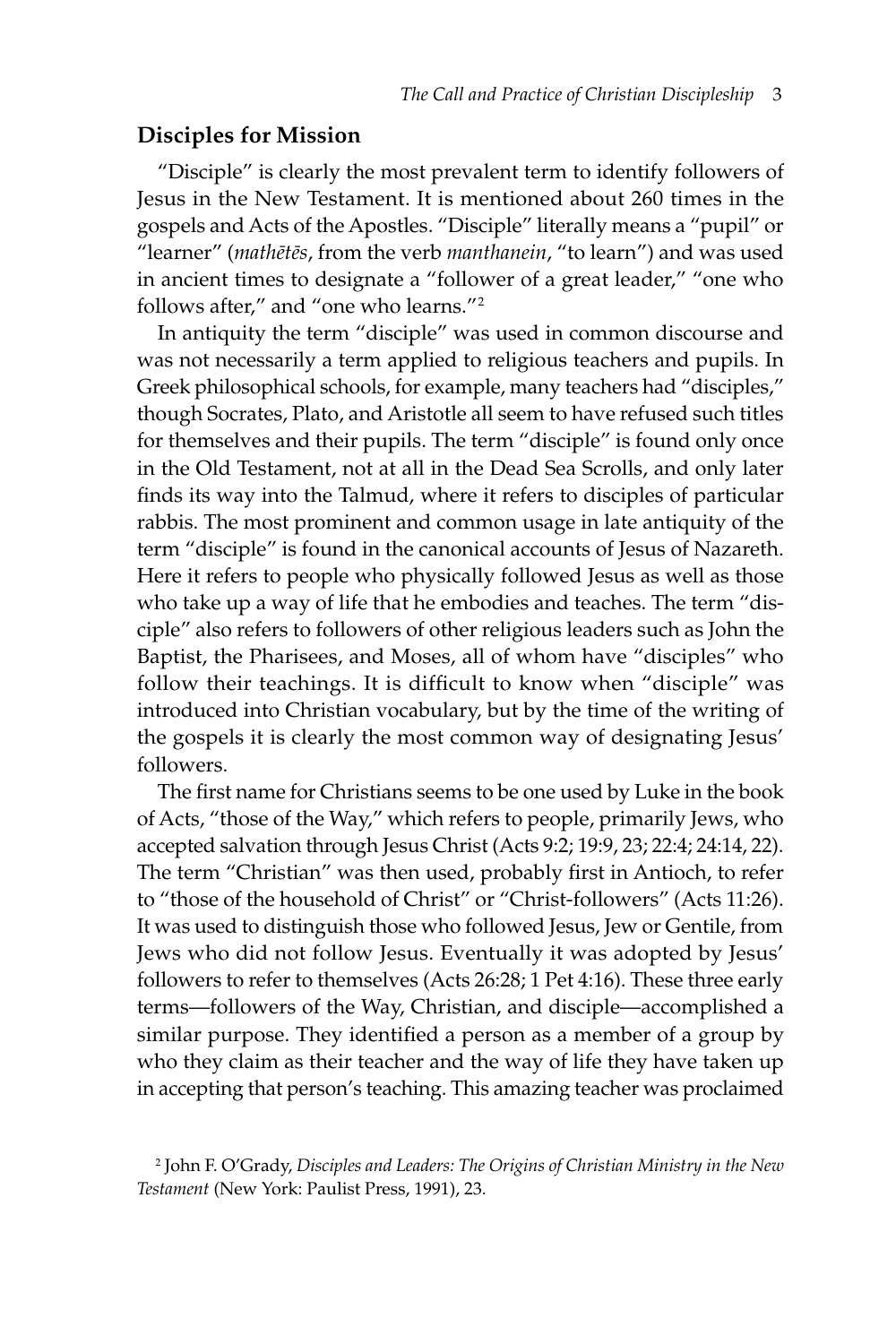## Disciples for Mission

"Disciple" is clearly the most prevalent term to identify followers of Jesus in the New Testament. It is mentioned about 260 times in the gospels and Acts of the Apostles. "Disciple" literally means a "pupil" or "learner" (*mathētēs*, from the verb *manthanein*, "to learn") and was used in ancient times to designate a "follower of a great leader," "one who follows after," and "one who learns."[2]

In antiquity the term "disciple" was used in common discourse and was not necessarily a term applied to religious teachers and pupils. In Greek philosophical schools, for example, many teachers had "disciples," though Socrates, Plato, and Aristotle all seem to have refused such titles for themselves and their pupils. The term "disciple" is found only once in the Old Testament, not at all in the Dead Sea Scrolls, and only later finds its way into the Talmud, where it refers to disciples of particular rabbis. The most prominent and common usage in late antiquity of the term "disciple" is found in the canonical accounts of Jesus of Nazareth. Here it refers to people who physically followed Jesus as well as those who take up a way of life that he embodies and teaches. The term "disciple" also refers to followers of other religious leaders such as John the Baptist, the Pharisees, and Moses, all of whom have "disciples" who follow their teachings. It is difficult to know when "disciple" was introduced into Christian vocabulary, but by the time of the writing of the gospels it is clearly the most common way of designating Jesus' followers.

The first name for Christians seems to be one used by Luke in the book of Acts, "those of the Way," which refers to people, primarily Jews, who accepted salvation through Jesus Christ (Acts 9:2; 19:9, 23; 22:4; 24:14, 22). The term "Christian" was then used, probably first in Antioch, to refer to "those of the household of Christ" or "Christ-followers" (Acts 11:26). It was used to distinguish those who followed Jesus, Jew or Gentile, from Jews who did not follow Jesus. Eventually it was adopted by Jesus' followers to refer to themselves (Acts 26:28; 1 Pet 4:16). These three early terms—followers of the Way, Christian, and disciple—accomplished a similar purpose. They identified a person as a member of a group by who they claim as their teacher and the way of life they have taken up in accepting that person's teaching. This amazing teacher was proclaimed

[2] John F. O'Grady, *Disciples and Leaders: The Origins of Christian Ministry in the New Testament* (New York: Paulist Press, 1991), 23.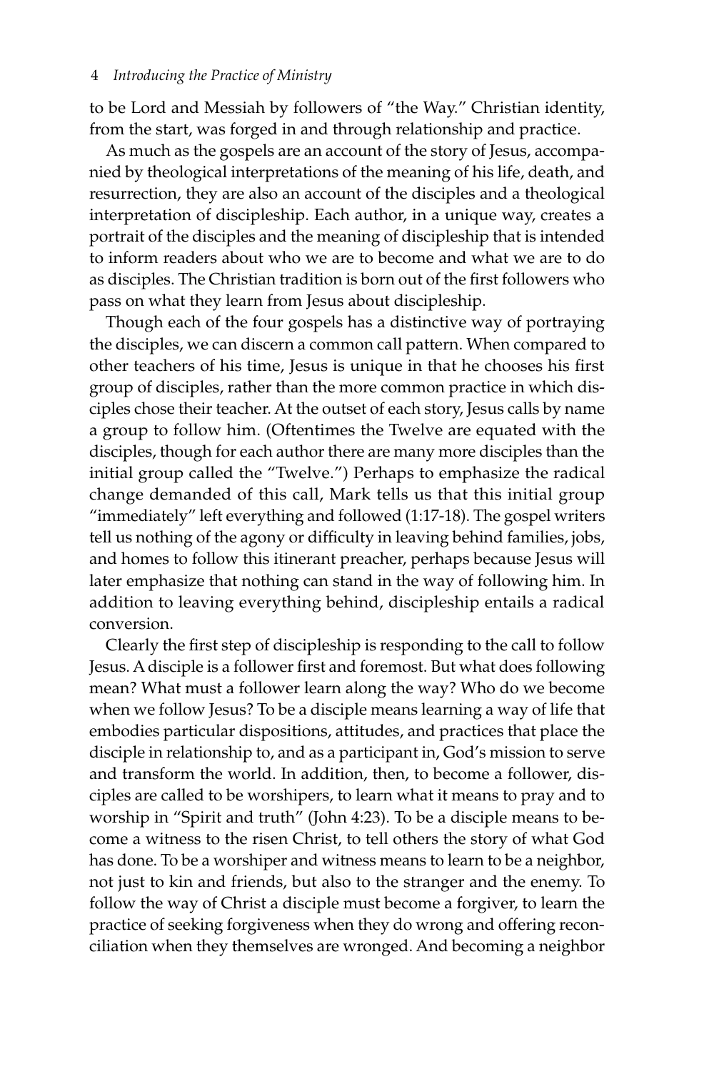to be Lord and Messiah by followers of "the Way." Christian identity, from the start, was forged in and through relationship and practice.

As much as the gospels are an account of the story of Jesus, accompanied by theological interpretations of the meaning of his life, death, and resurrection, they are also an account of the disciples and a theological interpretation of discipleship. Each author, in a unique way, creates a portrait of the disciples and the meaning of discipleship that is intended to inform readers about who we are to become and what we are to do as disciples. The Christian tradition is born out of the first followers who pass on what they learn from Jesus about discipleship.

Though each of the four gospels has a distinctive way of portraying the disciples, we can discern a common call pattern. When compared to other teachers of his time, Jesus is unique in that he chooses his first group of disciples, rather than the more common practice in which disciples chose their teacher. At the outset of each story, Jesus calls by name a group to follow him. (Oftentimes the Twelve are equated with the disciples, though for each author there are many more disciples than the initial group called the "Twelve.") Perhaps to emphasize the radical change demanded of this call, Mark tells us that this initial group "immediately" left everything and followed (1:17-18). The gospel writers tell us nothing of the agony or difficulty in leaving behind families, jobs, and homes to follow this itinerant preacher, perhaps because Jesus will later emphasize that nothing can stand in the way of following him. In addition to leaving everything behind, discipleship entails a radical conversion.

Clearly the first step of discipleship is responding to the call to follow Jesus. A disciple is a follower first and foremost. But what does following mean? What must a follower learn along the way? Who do we become when we follow Jesus? To be a disciple means learning a way of life that embodies particular dispositions, attitudes, and practices that place the disciple in relationship to, and as a participant in, God's mission to serve and transform the world. In addition, then, to become a follower, disciples are called to be worshipers, to learn what it means to pray and to worship in "Spirit and truth" (John 4:23). To be a disciple means to become a witness to the risen Christ, to tell others the story of what God has done. To be a worshiper and witness means to learn to be a neighbor, not just to kin and friends, but also to the stranger and the enemy. To follow the way of Christ a disciple must become a forgiver, to learn the practice of seeking forgiveness when they do wrong and offering reconciliation when they themselves are wronged. And becoming a neighbor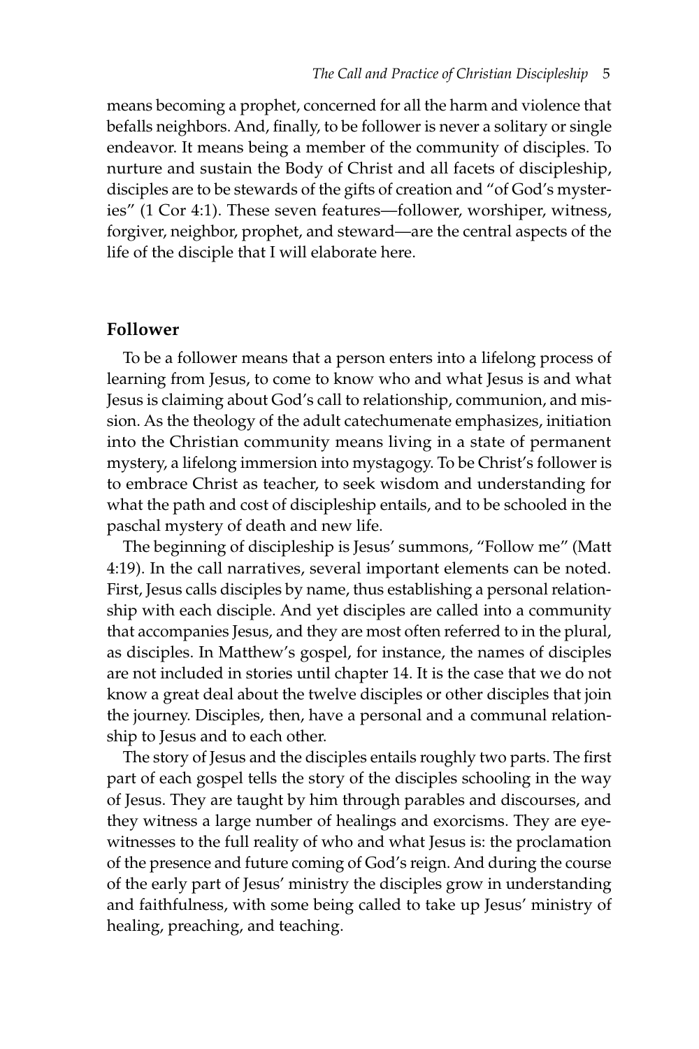means becoming a prophet, concerned for all the harm and violence that befalls neighbors. And, finally, to be follower is never a solitary or single endeavor. It means being a member of the community of disciples. To nurture and sustain the Body of Christ and all facets of discipleship, disciples are to be stewards of the gifts of creation and "of God's mysteries" (1 Cor 4:1). These seven features—follower, worshiper, witness, forgiver, neighbor, prophet, and steward—are the central aspects of the life of the disciple that I will elaborate here.

## Follower

To be a follower means that a person enters into a lifelong process of learning from Jesus, to come to know who and what Jesus is and what Jesus is claiming about God's call to relationship, communion, and mission. As the theology of the adult catechumenate emphasizes, initiation into the Christian community means living in a state of permanent mystery, a lifelong immersion into mystagogy. To be Christ's follower is to embrace Christ as teacher, to seek wisdom and understanding for what the path and cost of discipleship entails, and to be schooled in the paschal mystery of death and new life.

The beginning of discipleship is Jesus' summons, "Follow me" (Matt 4:19). In the call narratives, several important elements can be noted. First, Jesus calls disciples by name, thus establishing a personal relationship with each disciple. And yet disciples are called into a community that accompanies Jesus, and they are most often referred to in the plural, as disciples. In Matthew's gospel, for instance, the names of disciples are not included in stories until chapter 14. It is the case that we do not know a great deal about the twelve disciples or other disciples that join the journey. Disciples, then, have a personal and a communal relationship to Jesus and to each other.

The story of Jesus and the disciples entails roughly two parts. The first part of each gospel tells the story of the disciples schooling in the way of Jesus. They are taught by him through parables and discourses, and they witness a large number of healings and exorcisms. They are eyewitnesses to the full reality of who and what Jesus is: the proclamation of the presence and future coming of God's reign. And during the course of the early part of Jesus' ministry the disciples grow in understanding and faithfulness, with some being called to take up Jesus' ministry of healing, preaching, and teaching.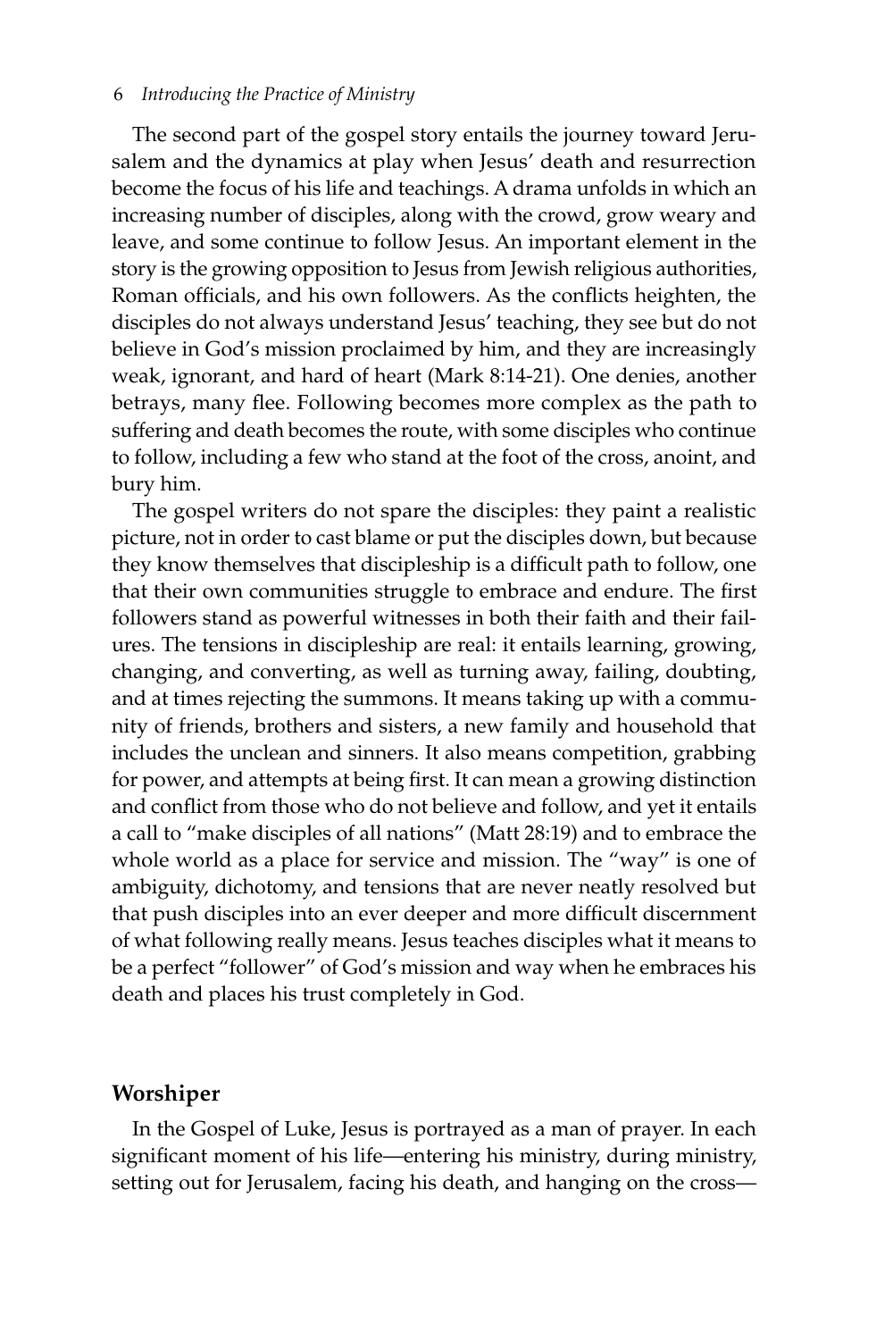The second part of the gospel story entails the journey toward Jerusalem and the dynamics at play when Jesus' death and resurrection become the focus of his life and teachings. A drama unfolds in which an increasing number of disciples, along with the crowd, grow weary and leave, and some continue to follow Jesus. An important element in the story is the growing opposition to Jesus from Jewish religious authorities, Roman officials, and his own followers. As the conflicts heighten, the disciples do not always understand Jesus' teaching, they see but do not believe in God's mission proclaimed by him, and they are increasingly weak, ignorant, and hard of heart (Mark 8:14-21). One denies, another betrays, many flee. Following becomes more complex as the path to suffering and death becomes the route, with some disciples who continue to follow, including a few who stand at the foot of the cross, anoint, and bury him.

The gospel writers do not spare the disciples: they paint a realistic picture, not in order to cast blame or put the disciples down, but because they know themselves that discipleship is a difficult path to follow, one that their own communities struggle to embrace and endure. The first followers stand as powerful witnesses in both their faith and their failures. The tensions in discipleship are real: it entails learning, growing, changing, and converting, as well as turning away, failing, doubting, and at times rejecting the summons. It means taking up with a community of friends, brothers and sisters, a new family and household that includes the unclean and sinners. It also means competition, grabbing for power, and attempts at being first. It can mean a growing distinction and conflict from those who do not believe and follow, and yet it entails a call to "make disciples of all nations" (Matt 28:19) and to embrace the whole world as a place for service and mission. The "way" is one of ambiguity, dichotomy, and tensions that are never neatly resolved but that push disciples into an ever deeper and more difficult discernment of what following really means. Jesus teaches disciples what it means to be a perfect "follower" of God's mission and way when he embraces his death and places his trust completely in God.

## Worshiper

In the Gospel of Luke, Jesus is portrayed as a man of prayer. In each significant moment of his life—entering his ministry, during ministry, setting out for Jerusalem, facing his death, and hanging on the cross—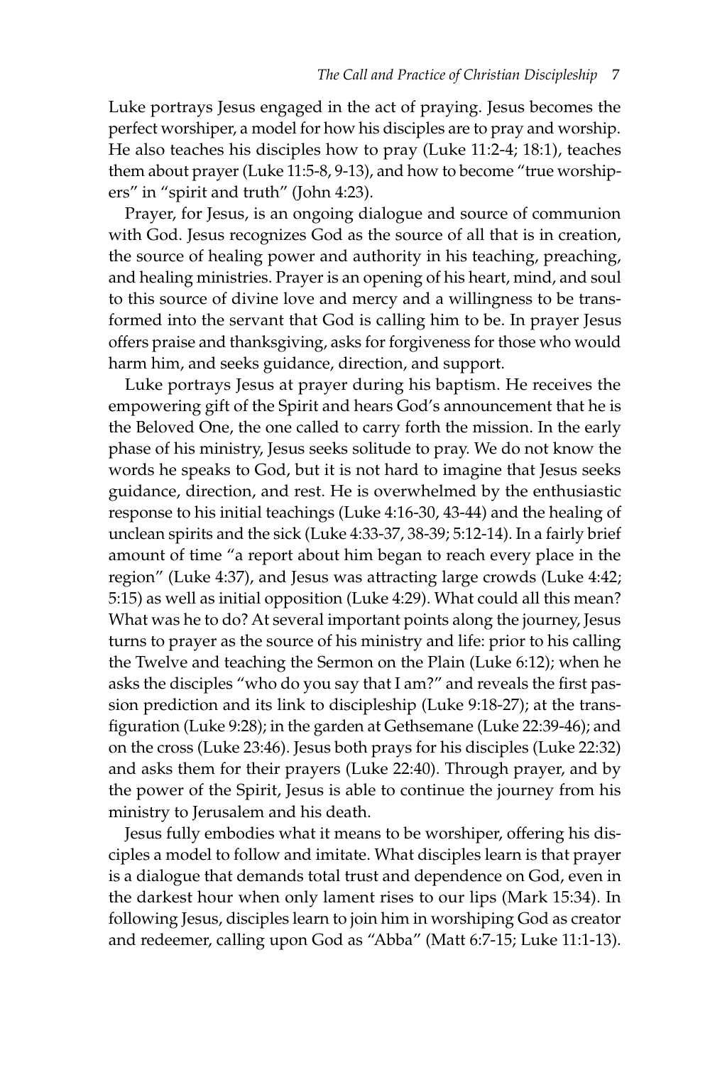Luke portrays Jesus engaged in the act of praying. Jesus becomes the perfect worshiper, a model for how his disciples are to pray and worship. He also teaches his disciples how to pray (Luke 11:2-4; 18:1), teaches them about prayer (Luke 11:5-8, 9-13), and how to become "true worshipers" in "spirit and truth" (John 4:23).

Prayer, for Jesus, is an ongoing dialogue and source of communion with God. Jesus recognizes God as the source of all that is in creation, the source of healing power and authority in his teaching, preaching, and healing ministries. Prayer is an opening of his heart, mind, and soul to this source of divine love and mercy and a willingness to be transformed into the servant that God is calling him to be. In prayer Jesus offers praise and thanksgiving, asks for forgiveness for those who would harm him, and seeks guidance, direction, and support.

Luke portrays Jesus at prayer during his baptism. He receives the empowering gift of the Spirit and hears God's announcement that he is the Beloved One, the one called to carry forth the mission. In the early phase of his ministry, Jesus seeks solitude to pray. We do not know the words he speaks to God, but it is not hard to imagine that Jesus seeks guidance, direction, and rest. He is overwhelmed by the enthusiastic response to his initial teachings (Luke 4:16-30, 43-44) and the healing of unclean spirits and the sick (Luke 4:33-37, 38-39; 5:12-14). In a fairly brief amount of time "a report about him began to reach every place in the region" (Luke 4:37), and Jesus was attracting large crowds (Luke 4:42; 5:15) as well as initial opposition (Luke 4:29). What could all this mean? What was he to do? At several important points along the journey, Jesus turns to prayer as the source of his ministry and life: prior to his calling the Twelve and teaching the Sermon on the Plain (Luke 6:12); when he asks the disciples "who do you say that I am?" and reveals the first passion prediction and its link to discipleship (Luke 9:18-27); at the transfiguration (Luke 9:28); in the garden at Gethsemane (Luke 22:39-46); and on the cross (Luke 23:46). Jesus both prays for his disciples (Luke 22:32) and asks them for their prayers (Luke 22:40). Through prayer, and by the power of the Spirit, Jesus is able to continue the journey from his ministry to Jerusalem and his death.

Jesus fully embodies what it means to be worshiper, offering his disciples a model to follow and imitate. What disciples learn is that prayer is a dialogue that demands total trust and dependence on God, even in the darkest hour when only lament rises to our lips (Mark 15:34). In following Jesus, disciples learn to join him in worshiping God as creator and redeemer, calling upon God as "Abba" (Matt 6:7-15; Luke 11:1-13).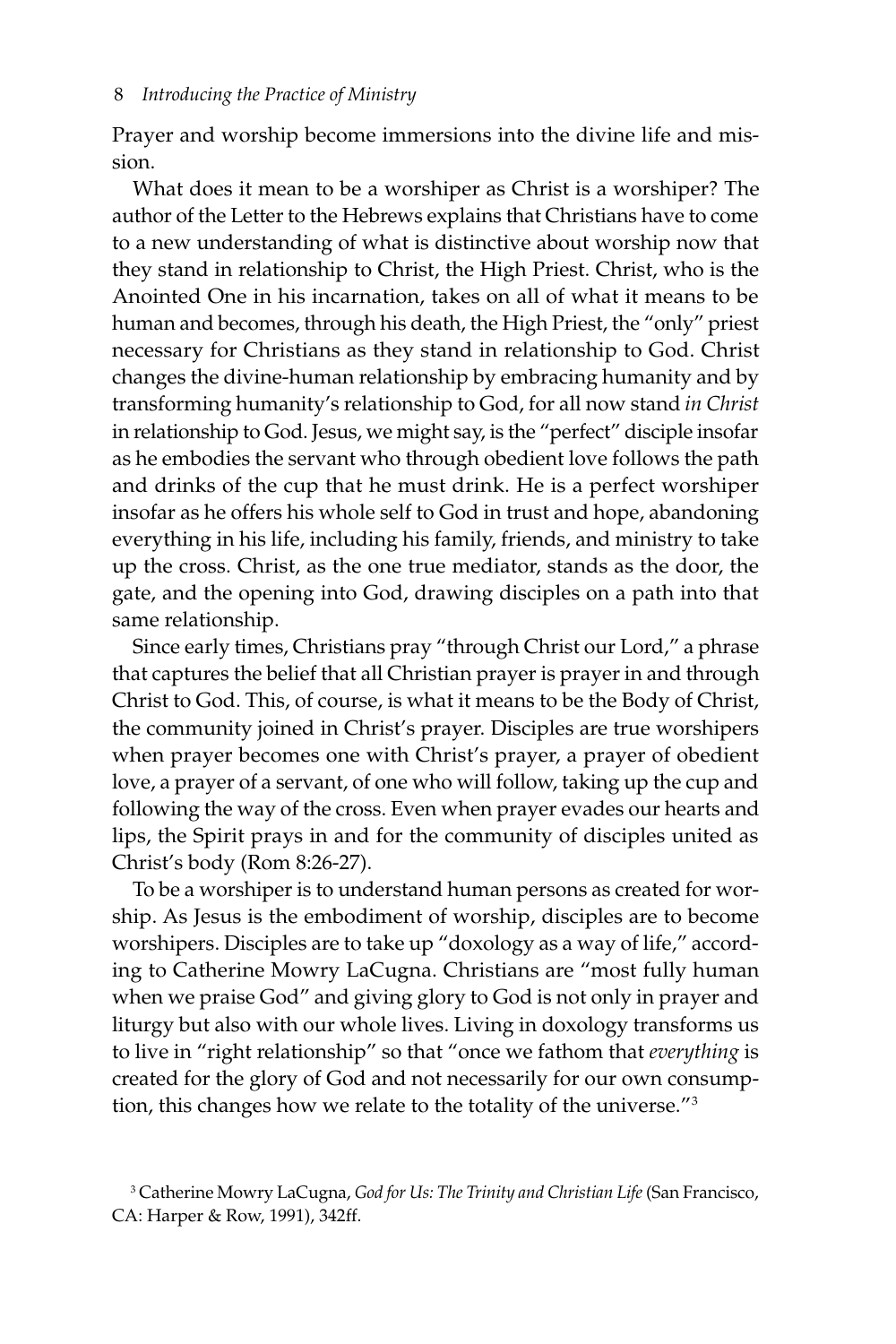Prayer and worship become immersions into the divine life and mission.

What does it mean to be a worshiper as Christ is a worshiper? The author of the Letter to the Hebrews explains that Christians have to come to a new understanding of what is distinctive about worship now that they stand in relationship to Christ, the High Priest. Christ, who is the Anointed One in his incarnation, takes on all of what it means to be human and becomes, through his death, the High Priest, the "only" priest necessary for Christians as they stand in relationship to God. Christ changes the divine-human relationship by embracing humanity and by transforming humanity's relationship to God, for all now stand *in Christ* in relationship to God. Jesus, we might say, is the "perfect" disciple insofar as he embodies the servant who through obedient love follows the path and drinks of the cup that he must drink. He is a perfect worshiper insofar as he offers his whole self to God in trust and hope, abandoning everything in his life, including his family, friends, and ministry to take up the cross. Christ, as the one true mediator, stands as the door, the gate, and the opening into God, drawing disciples on a path into that same relationship.

Since early times, Christians pray "through Christ our Lord," a phrase that captures the belief that all Christian prayer is prayer in and through Christ to God. This, of course, is what it means to be the Body of Christ, the community joined in Christ's prayer. Disciples are true worshipers when prayer becomes one with Christ's prayer, a prayer of obedient love, a prayer of a servant, of one who will follow, taking up the cup and following the way of the cross. Even when prayer evades our hearts and lips, the Spirit prays in and for the community of disciples united as Christ's body (Rom 8:26-27).

To be a worshiper is to understand human persons as created for worship. As Jesus is the embodiment of worship, disciples are to become worshipers. Disciples are to take up "doxology as a way of life," according to Catherine Mowry LaCugna. Christians are "most fully human when we praise God" and giving glory to God is not only in prayer and liturgy but also with our whole lives. Living in doxology transforms us to live in "right relationship" so that "once we fathom that *everything* is created for the glory of God and not necessarily for our own consumption, this changes how we relate to the totality of the universe."[3]

[3] Catherine Mowry LaCugna, *God for Us: The Trinity and Christian Life* (San Francisco, CA: Harper & Row, 1991), 342ff.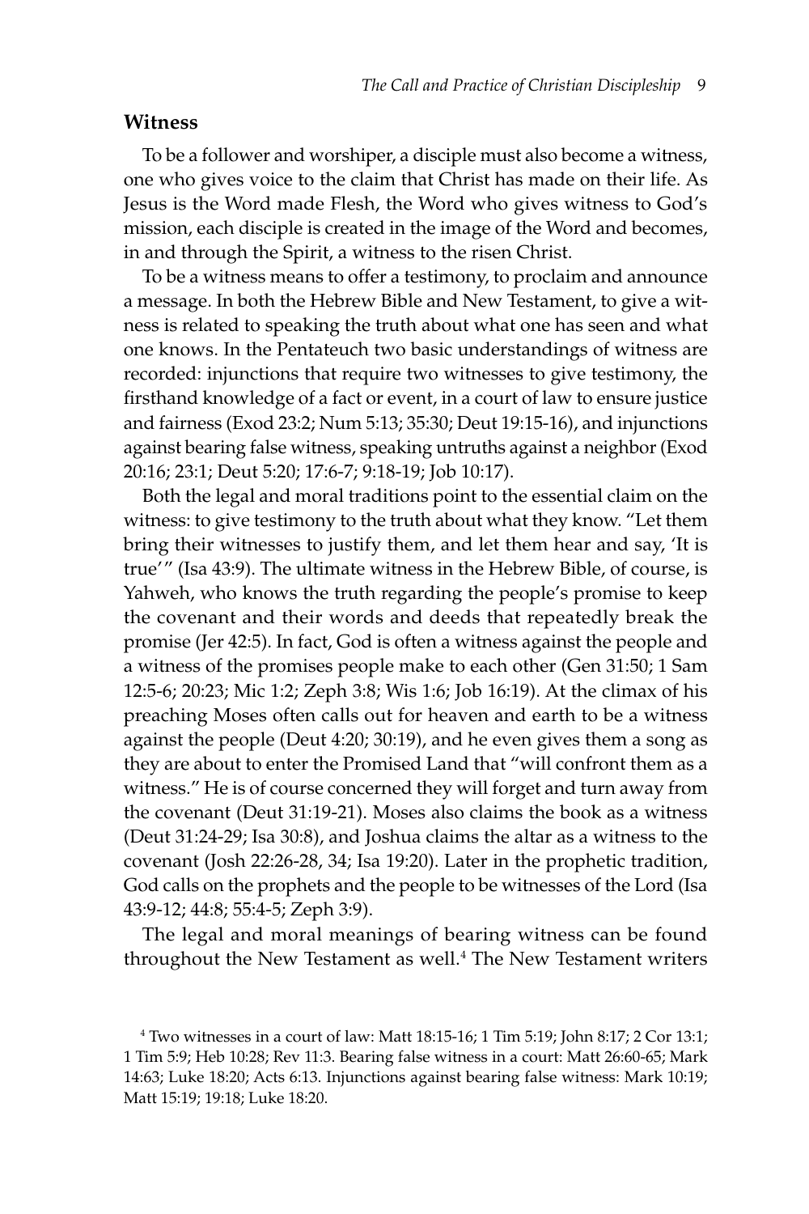## Witness

To be a follower and worshiper, a disciple must also become a witness, one who gives voice to the claim that Christ has made on their life. As Jesus is the Word made Flesh, the Word who gives witness to God's mission, each disciple is created in the image of the Word and becomes, in and through the Spirit, a witness to the risen Christ.

To be a witness means to offer a testimony, to proclaim and announce a message. In both the Hebrew Bible and New Testament, to give a witness is related to speaking the truth about what one has seen and what one knows. In the Pentateuch two basic understandings of witness are recorded: injunctions that require two witnesses to give testimony, the firsthand knowledge of a fact or event, in a court of law to ensure justice and fairness (Exod 23:2; Num 5:13; 35:30; Deut 19:15-16), and injunctions against bearing false witness, speaking untruths against a neighbor (Exod 20:16; 23:1; Deut 5:20; 17:6-7; 9:18-19; Job 10:17).

Both the legal and moral traditions point to the essential claim on the witness: to give testimony to the truth about what they know. "Let them bring their witnesses to justify them, and let them hear and say, 'It is true'" (Isa 43:9). The ultimate witness in the Hebrew Bible, of course, is Yahweh, who knows the truth regarding the people's promise to keep the covenant and their words and deeds that repeatedly break the promise (Jer 42:5). In fact, God is often a witness against the people and a witness of the promises people make to each other (Gen 31:50; 1 Sam 12:5-6; 20:23; Mic 1:2; Zeph 3:8; Wis 1:6; Job 16:19). At the climax of his preaching Moses often calls out for heaven and earth to be a witness against the people (Deut 4:20; 30:19), and he even gives them a song as they are about to enter the Promised Land that "will confront them as a witness." He is of course concerned they will forget and turn away from the covenant (Deut 31:19-21). Moses also claims the book as a witness (Deut 31:24-29; Isa 30:8), and Joshua claims the altar as a witness to the covenant (Josh 22:26-28, 34; Isa 19:20). Later in the prophetic tradition, God calls on the prophets and the people to be witnesses of the Lord (Isa 43:9-12; 44:8; 55:4-5; Zeph 3:9).

The legal and moral meanings of bearing witness can be found throughout the New Testament as well.[4] The New Testament writers

[4] Two witnesses in a court of law: Matt 18:15-16; 1 Tim 5:19; John 8:17; 2 Cor 13:1; 1 Tim 5:9; Heb 10:28; Rev 11:3. Bearing false witness in a court: Matt 26:60-65; Mark 14:63; Luke 18:20; Acts 6:13. Injunctions against bearing false witness: Mark 10:19; Matt 15:19; 19:18; Luke 18:20.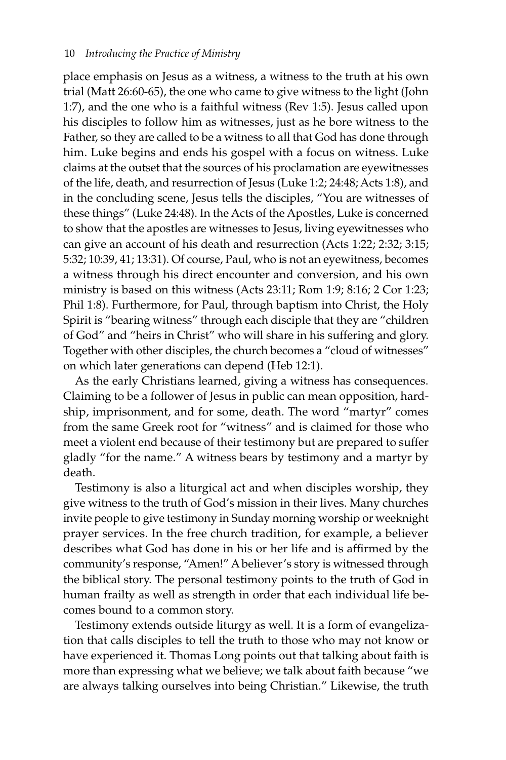place emphasis on Jesus as a witness, a witness to the truth at his own trial (Matt 26:60-65), the one who came to give witness to the light (John 1:7), and the one who is a faithful witness (Rev 1:5). Jesus called upon his disciples to follow him as witnesses, just as he bore witness to the Father, so they are called to be a witness to all that God has done through him. Luke begins and ends his gospel with a focus on witness. Luke claims at the outset that the sources of his proclamation are eyewitnesses of the life, death, and resurrection of Jesus (Luke 1:2; 24:48; Acts 1:8), and in the concluding scene, Jesus tells the disciples, "You are witnesses of these things" (Luke 24:48). In the Acts of the Apostles, Luke is concerned to show that the apostles are witnesses to Jesus, living eyewitnesses who can give an account of his death and resurrection (Acts 1:22; 2:32; 3:15; 5:32; 10:39, 41; 13:31). Of course, Paul, who is not an eyewitness, becomes a witness through his direct encounter and conversion, and his own ministry is based on this witness (Acts 23:11; Rom 1:9; 8:16; 2 Cor 1:23; Phil 1:8). Furthermore, for Paul, through baptism into Christ, the Holy Spirit is "bearing witness" through each disciple that they are "children of God" and "heirs in Christ" who will share in his suffering and glory. Together with other disciples, the church becomes a "cloud of witnesses" on which later generations can depend (Heb 12:1).

As the early Christians learned, giving a witness has consequences. Claiming to be a follower of Jesus in public can mean opposition, hardship, imprisonment, and for some, death. The word "martyr" comes from the same Greek root for "witness" and is claimed for those who meet a violent end because of their testimony but are prepared to suffer gladly "for the name." A witness bears by testimony and a martyr by death.

Testimony is also a liturgical act and when disciples worship, they give witness to the truth of God's mission in their lives. Many churches invite people to give testimony in Sunday morning worship or weeknight prayer services. In the free church tradition, for example, a believer describes what God has done in his or her life and is affirmed by the community's response, "Amen!" A believer's story is witnessed through the biblical story. The personal testimony points to the truth of God in human frailty as well as strength in order that each individual life becomes bound to a common story.

Testimony extends outside liturgy as well. It is a form of evangelization that calls disciples to tell the truth to those who may not know or have experienced it. Thomas Long points out that talking about faith is more than expressing what we believe; we talk about faith because "we are always talking ourselves into being Christian." Likewise, the truth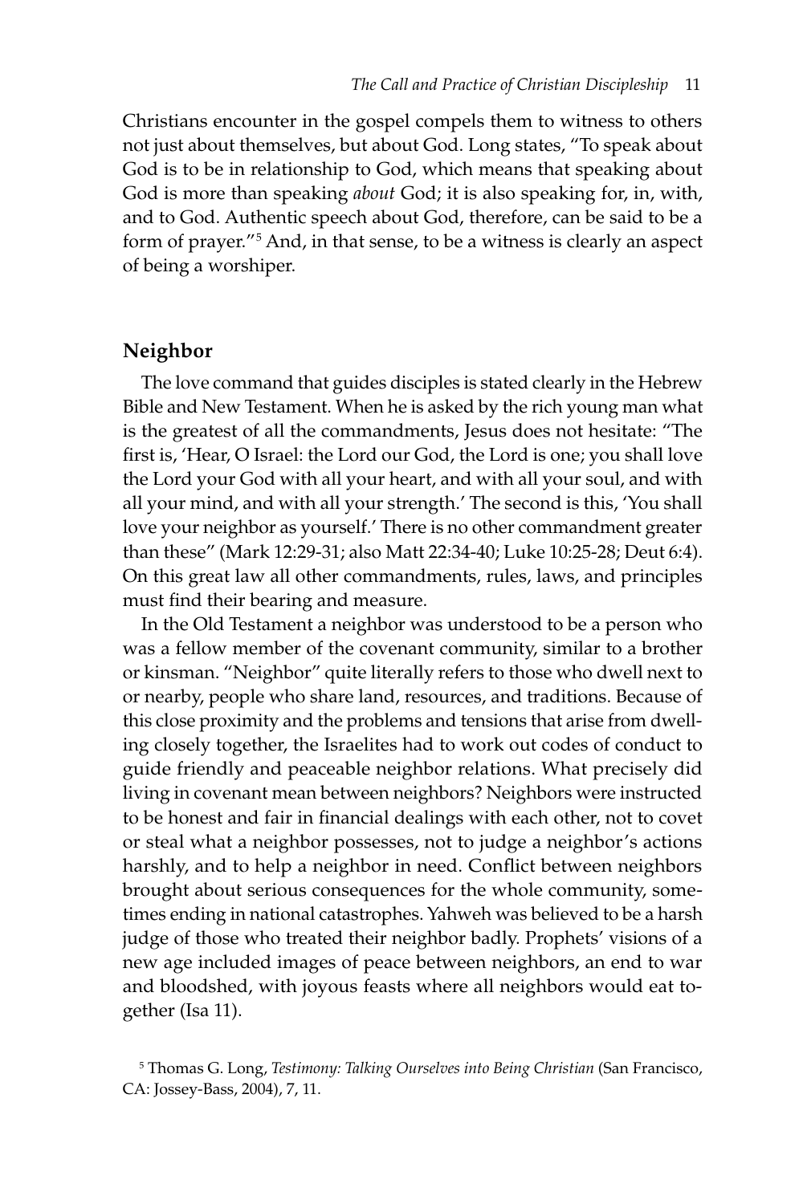Christians encounter in the gospel compels them to witness to others not just about themselves, but about God. Long states, "To speak about God is to be in relationship to God, which means that speaking about God is more than speaking *about* God; it is also speaking for, in, with, and to God. Authentic speech about God, therefore, can be said to be a form of prayer."[5] And, in that sense, to be a witness is clearly an aspect of being a worshiper.

## Neighbor

The love command that guides disciples is stated clearly in the Hebrew Bible and New Testament. When he is asked by the rich young man what is the greatest of all the commandments, Jesus does not hesitate: "The first is, 'Hear, O Israel: the Lord our God, the Lord is one; you shall love the Lord your God with all your heart, and with all your soul, and with all your mind, and with all your strength.' The second is this, 'You shall love your neighbor as yourself.' There is no other commandment greater than these" (Mark 12:29-31; also Matt 22:34-40; Luke 10:25-28; Deut 6:4). On this great law all other commandments, rules, laws, and principles must find their bearing and measure.

In the Old Testament a neighbor was understood to be a person who was a fellow member of the covenant community, similar to a brother or kinsman. "Neighbor" quite literally refers to those who dwell next to or nearby, people who share land, resources, and traditions. Because of this close proximity and the problems and tensions that arise from dwelling closely together, the Israelites had to work out codes of conduct to guide friendly and peaceable neighbor relations. What precisely did living in covenant mean between neighbors? Neighbors were instructed to be honest and fair in financial dealings with each other, not to covet or steal what a neighbor possesses, not to judge a neighbor's actions harshly, and to help a neighbor in need. Conflict between neighbors brought about serious consequences for the whole community, sometimes ending in national catastrophes. Yahweh was believed to be a harsh judge of those who treated their neighbor badly. Prophets' visions of a new age included images of peace between neighbors, an end to war and bloodshed, with joyous feasts where all neighbors would eat together (Isa 11).

[5] Thomas G. Long, *Testimony: Talking Ourselves into Being Christian* (San Francisco, CA: Jossey-Bass, 2004), 7, 11.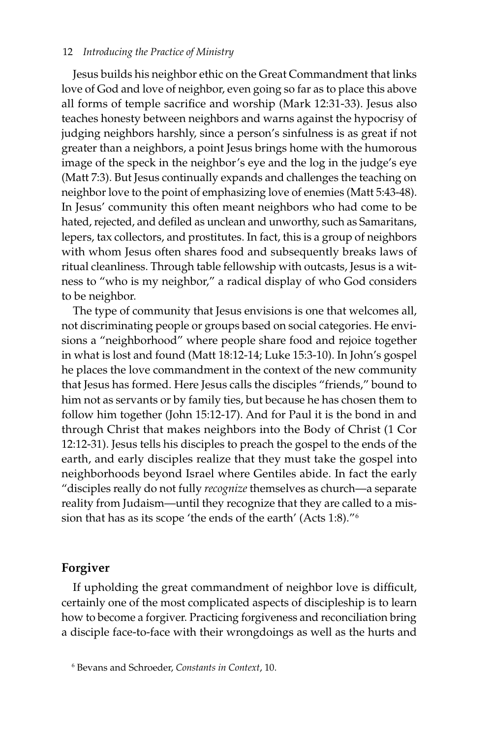Jesus builds his neighbor ethic on the Great Commandment that links love of God and love of neighbor, even going so far as to place this above all forms of temple sacrifice and worship (Mark 12:31-33). Jesus also teaches honesty between neighbors and warns against the hypocrisy of judging neighbors harshly, since a person's sinfulness is as great if not greater than a neighbors, a point Jesus brings home with the humorous image of the speck in the neighbor's eye and the log in the judge's eye (Matt 7:3). But Jesus continually expands and challenges the teaching on neighbor love to the point of emphasizing love of enemies (Matt 5:43-48). In Jesus' community this often meant neighbors who had come to be hated, rejected, and defiled as unclean and unworthy, such as Samaritans, lepers, tax collectors, and prostitutes. In fact, this is a group of neighbors with whom Jesus often shares food and subsequently breaks laws of ritual cleanliness. Through table fellowship with outcasts, Jesus is a witness to "who is my neighbor," a radical display of who God considers to be neighbor.

The type of community that Jesus envisions is one that welcomes all, not discriminating people or groups based on social categories. He envisions a "neighborhood" where people share food and rejoice together in what is lost and found (Matt 18:12-14; Luke 15:3-10). In John's gospel he places the love commandment in the context of the new community that Jesus has formed. Here Jesus calls the disciples "friends," bound to him not as servants or by family ties, but because he has chosen them to follow him together (John 15:12-17). And for Paul it is the bond in and through Christ that makes neighbors into the Body of Christ (1 Cor 12:12-31). Jesus tells his disciples to preach the gospel to the ends of the earth, and early disciples realize that they must take the gospel into neighborhoods beyond Israel where Gentiles abide. In fact the early "disciples really do not fully *recognize* themselves as church—a separate reality from Judaism—until they recognize that they are called to a mission that has as its scope 'the ends of the earth' (Acts 1:8)."[6]

## Forgiver

If upholding the great commandment of neighbor love is difficult, certainly one of the most complicated aspects of discipleship is to learn how to become a forgiver. Practicing forgiveness and reconciliation bring a disciple face-to-face with their wrongdoings as well as the hurts and

[6] Bevans and Schroeder, *Constants in Context*, 10.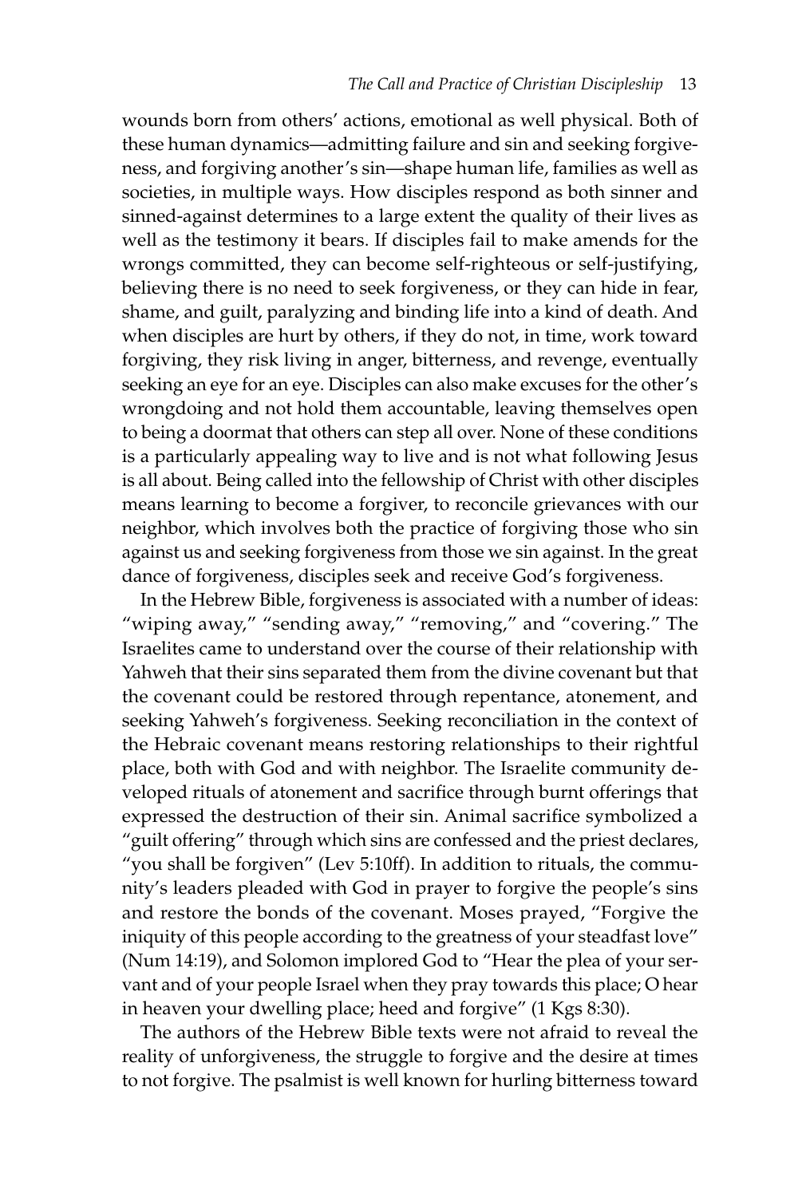wounds born from others' actions, emotional as well physical. Both of these human dynamics—admitting failure and sin and seeking forgiveness, and forgiving another's sin—shape human life, families as well as societies, in multiple ways. How disciples respond as both sinner and sinned-against determines to a large extent the quality of their lives as well as the testimony it bears. If disciples fail to make amends for the wrongs committed, they can become self-righteous or self-justifying, believing there is no need to seek forgiveness, or they can hide in fear, shame, and guilt, paralyzing and binding life into a kind of death. And when disciples are hurt by others, if they do not, in time, work toward forgiving, they risk living in anger, bitterness, and revenge, eventually seeking an eye for an eye. Disciples can also make excuses for the other's wrongdoing and not hold them accountable, leaving themselves open to being a doormat that others can step all over. None of these conditions is a particularly appealing way to live and is not what following Jesus is all about. Being called into the fellowship of Christ with other disciples means learning to become a forgiver, to reconcile grievances with our neighbor, which involves both the practice of forgiving those who sin against us and seeking forgiveness from those we sin against. In the great dance of forgiveness, disciples seek and receive God's forgiveness.

In the Hebrew Bible, forgiveness is associated with a number of ideas: "wiping away," "sending away," "removing," and "covering." The Israelites came to understand over the course of their relationship with Yahweh that their sins separated them from the divine covenant but that the covenant could be restored through repentance, atonement, and seeking Yahweh's forgiveness. Seeking reconciliation in the context of the Hebraic covenant means restoring relationships to their rightful place, both with God and with neighbor. The Israelite community developed rituals of atonement and sacrifice through burnt offerings that expressed the destruction of their sin. Animal sacrifice symbolized a "guilt offering" through which sins are confessed and the priest declares, "you shall be forgiven" (Lev 5:10ff). In addition to rituals, the community's leaders pleaded with God in prayer to forgive the people's sins and restore the bonds of the covenant. Moses prayed, "Forgive the iniquity of this people according to the greatness of your steadfast love" (Num 14:19), and Solomon implored God to "Hear the plea of your servant and of your people Israel when they pray towards this place; O hear in heaven your dwelling place; heed and forgive" (1 Kgs 8:30).

The authors of the Hebrew Bible texts were not afraid to reveal the reality of unforgiveness, the struggle to forgive and the desire at times to not forgive. The psalmist is well known for hurling bitterness toward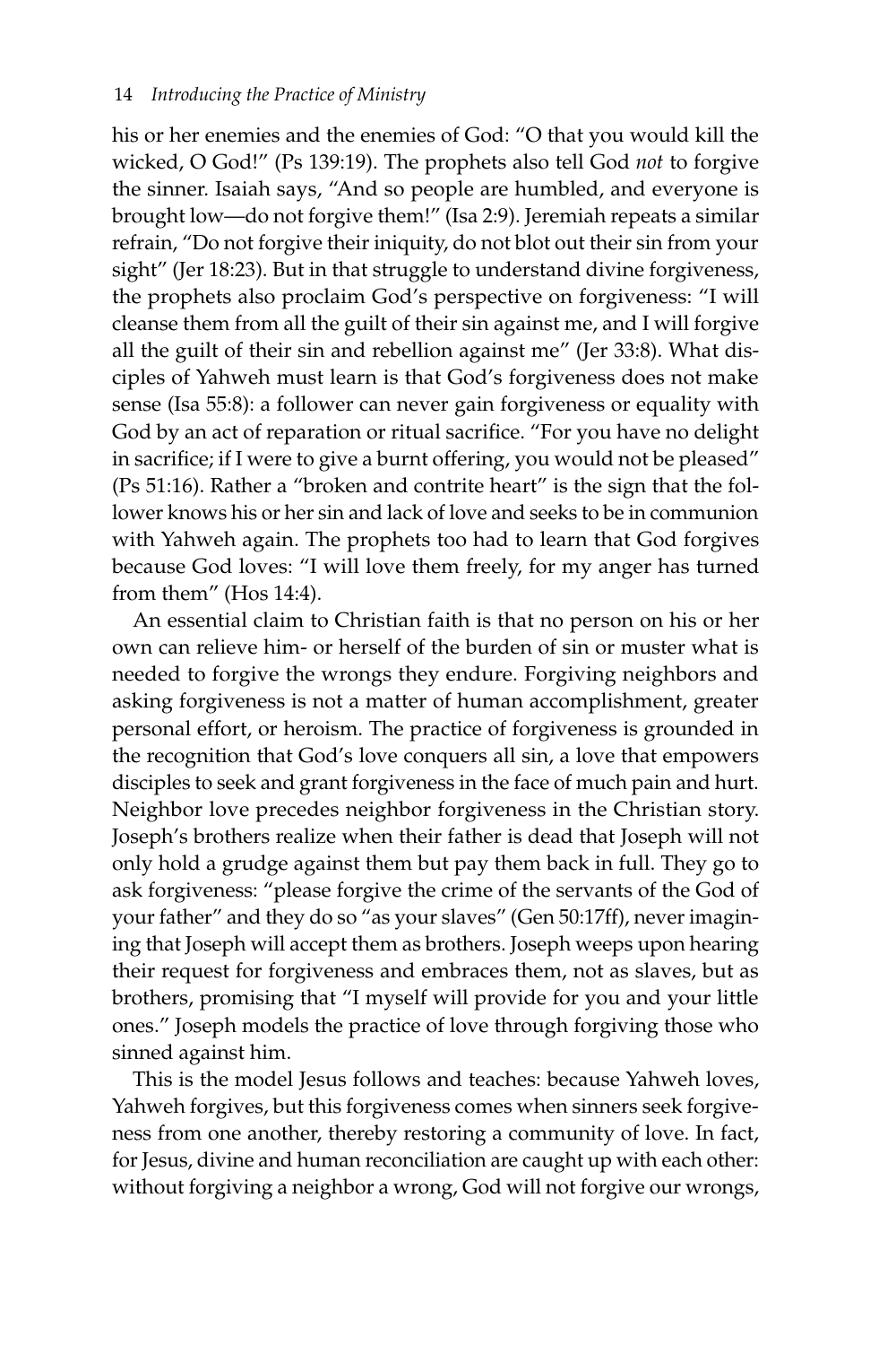his or her enemies and the enemies of God: "O that you would kill the wicked, O God!" (Ps 139:19). The prophets also tell God *not* to forgive the sinner. Isaiah says, "And so people are humbled, and everyone is brought low—do not forgive them!" (Isa 2:9). Jeremiah repeats a similar refrain, "Do not forgive their iniquity, do not blot out their sin from your sight" (Jer 18:23). But in that struggle to understand divine forgiveness, the prophets also proclaim God's perspective on forgiveness: "I will cleanse them from all the guilt of their sin against me, and I will forgive all the guilt of their sin and rebellion against me" (Jer 33:8). What disciples of Yahweh must learn is that God's forgiveness does not make sense (Isa 55:8): a follower can never gain forgiveness or equality with God by an act of reparation or ritual sacrifice. "For you have no delight in sacrifice; if I were to give a burnt offering, you would not be pleased" (Ps 51:16). Rather a "broken and contrite heart" is the sign that the follower knows his or her sin and lack of love and seeks to be in communion with Yahweh again. The prophets too had to learn that God forgives because God loves: "I will love them freely, for my anger has turned from them" (Hos 14:4).

An essential claim to Christian faith is that no person on his or her own can relieve him- or herself of the burden of sin or muster what is needed to forgive the wrongs they endure. Forgiving neighbors and asking forgiveness is not a matter of human accomplishment, greater personal effort, or heroism. The practice of forgiveness is grounded in the recognition that God's love conquers all sin, a love that empowers disciples to seek and grant forgiveness in the face of much pain and hurt. Neighbor love precedes neighbor forgiveness in the Christian story. Joseph's brothers realize when their father is dead that Joseph will not only hold a grudge against them but pay them back in full. They go to ask forgiveness: "please forgive the crime of the servants of the God of your father" and they do so "as your slaves" (Gen 50:17ff), never imagining that Joseph will accept them as brothers. Joseph weeps upon hearing their request for forgiveness and embraces them, not as slaves, but as brothers, promising that "I myself will provide for you and your little ones." Joseph models the practice of love through forgiving those who sinned against him.

This is the model Jesus follows and teaches: because Yahweh loves, Yahweh forgives, but this forgiveness comes when sinners seek forgiveness from one another, thereby restoring a community of love. In fact, for Jesus, divine and human reconciliation are caught up with each other: without forgiving a neighbor a wrong, God will not forgive our wrongs,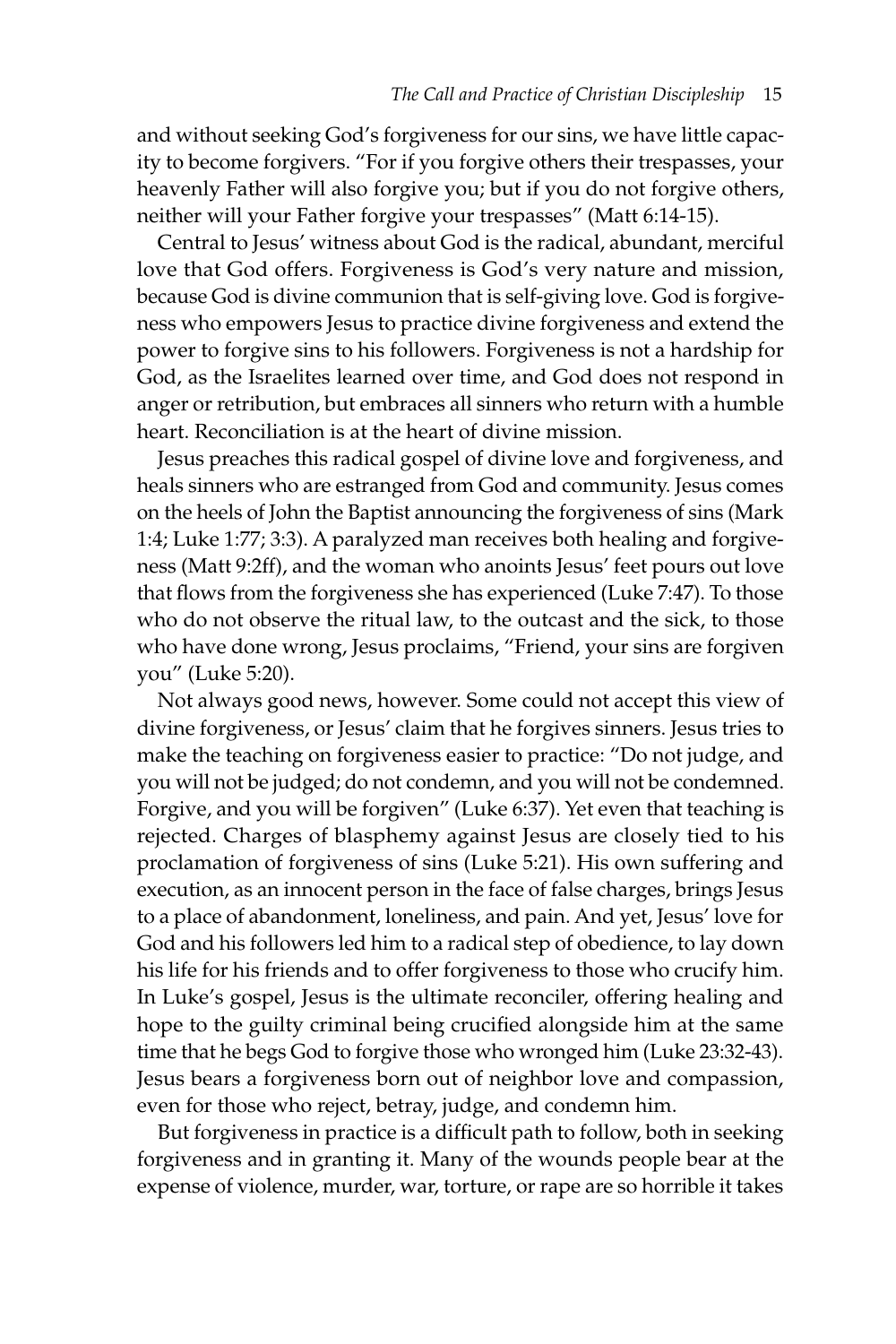and without seeking God's forgiveness for our sins, we have little capacity to become forgivers. "For if you forgive others their trespasses, your heavenly Father will also forgive you; but if you do not forgive others, neither will your Father forgive your trespasses" (Matt 6:14-15).

Central to Jesus' witness about God is the radical, abundant, merciful love that God offers. Forgiveness is God's very nature and mission, because God is divine communion that is self-giving love. God is forgiveness who empowers Jesus to practice divine forgiveness and extend the power to forgive sins to his followers. Forgiveness is not a hardship for God, as the Israelites learned over time, and God does not respond in anger or retribution, but embraces all sinners who return with a humble heart. Reconciliation is at the heart of divine mission.

Jesus preaches this radical gospel of divine love and forgiveness, and heals sinners who are estranged from God and community. Jesus comes on the heels of John the Baptist announcing the forgiveness of sins (Mark 1:4; Luke 1:77; 3:3). A paralyzed man receives both healing and forgiveness (Matt 9:2ff), and the woman who anoints Jesus' feet pours out love that flows from the forgiveness she has experienced (Luke 7:47). To those who do not observe the ritual law, to the outcast and the sick, to those who have done wrong, Jesus proclaims, "Friend, your sins are forgiven you" (Luke 5:20).

Not always good news, however. Some could not accept this view of divine forgiveness, or Jesus' claim that he forgives sinners. Jesus tries to make the teaching on forgiveness easier to practice: "Do not judge, and you will not be judged; do not condemn, and you will not be condemned. Forgive, and you will be forgiven" (Luke 6:37). Yet even that teaching is rejected. Charges of blasphemy against Jesus are closely tied to his proclamation of forgiveness of sins (Luke 5:21). His own suffering and execution, as an innocent person in the face of false charges, brings Jesus to a place of abandonment, loneliness, and pain. And yet, Jesus' love for God and his followers led him to a radical step of obedience, to lay down his life for his friends and to offer forgiveness to those who crucify him. In Luke's gospel, Jesus is the ultimate reconciler, offering healing and hope to the guilty criminal being crucified alongside him at the same time that he begs God to forgive those who wronged him (Luke 23:32-43). Jesus bears a forgiveness born out of neighbor love and compassion, even for those who reject, betray, judge, and condemn him.

But forgiveness in practice is a difficult path to follow, both in seeking forgiveness and in granting it. Many of the wounds people bear at the expense of violence, murder, war, torture, or rape are so horrible it takes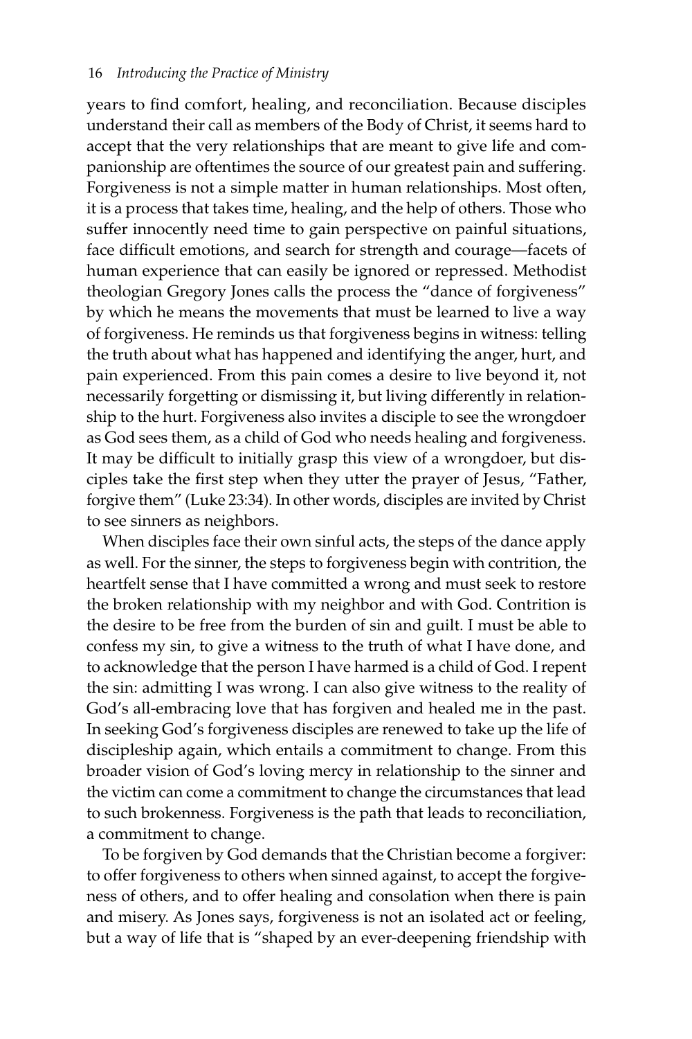years to find comfort, healing, and reconciliation. Because disciples understand their call as members of the Body of Christ, it seems hard to accept that the very relationships that are meant to give life and companionship are oftentimes the source of our greatest pain and suffering. Forgiveness is not a simple matter in human relationships. Most often, it is a process that takes time, healing, and the help of others. Those who suffer innocently need time to gain perspective on painful situations, face difficult emotions, and search for strength and courage—facets of human experience that can easily be ignored or repressed. Methodist theologian Gregory Jones calls the process the "dance of forgiveness" by which he means the movements that must be learned to live a way of forgiveness. He reminds us that forgiveness begins in witness: telling the truth about what has happened and identifying the anger, hurt, and pain experienced. From this pain comes a desire to live beyond it, not necessarily forgetting or dismissing it, but living differently in relationship to the hurt. Forgiveness also invites a disciple to see the wrongdoer as God sees them, as a child of God who needs healing and forgiveness. It may be difficult to initially grasp this view of a wrongdoer, but disciples take the first step when they utter the prayer of Jesus, "Father, forgive them" (Luke 23:34). In other words, disciples are invited by Christ to see sinners as neighbors.

When disciples face their own sinful acts, the steps of the dance apply as well. For the sinner, the steps to forgiveness begin with contrition, the heartfelt sense that I have committed a wrong and must seek to restore the broken relationship with my neighbor and with God. Contrition is the desire to be free from the burden of sin and guilt. I must be able to confess my sin, to give a witness to the truth of what I have done, and to acknowledge that the person I have harmed is a child of God. I repent the sin: admitting I was wrong. I can also give witness to the reality of God's all-embracing love that has forgiven and healed me in the past. In seeking God's forgiveness disciples are renewed to take up the life of discipleship again, which entails a commitment to change. From this broader vision of God's loving mercy in relationship to the sinner and the victim can come a commitment to change the circumstances that lead to such brokenness. Forgiveness is the path that leads to reconciliation, a commitment to change.

To be forgiven by God demands that the Christian become a forgiver: to offer forgiveness to others when sinned against, to accept the forgiveness of others, and to offer healing and consolation when there is pain and misery. As Jones says, forgiveness is not an isolated act or feeling, but a way of life that is "shaped by an ever-deepening friendship with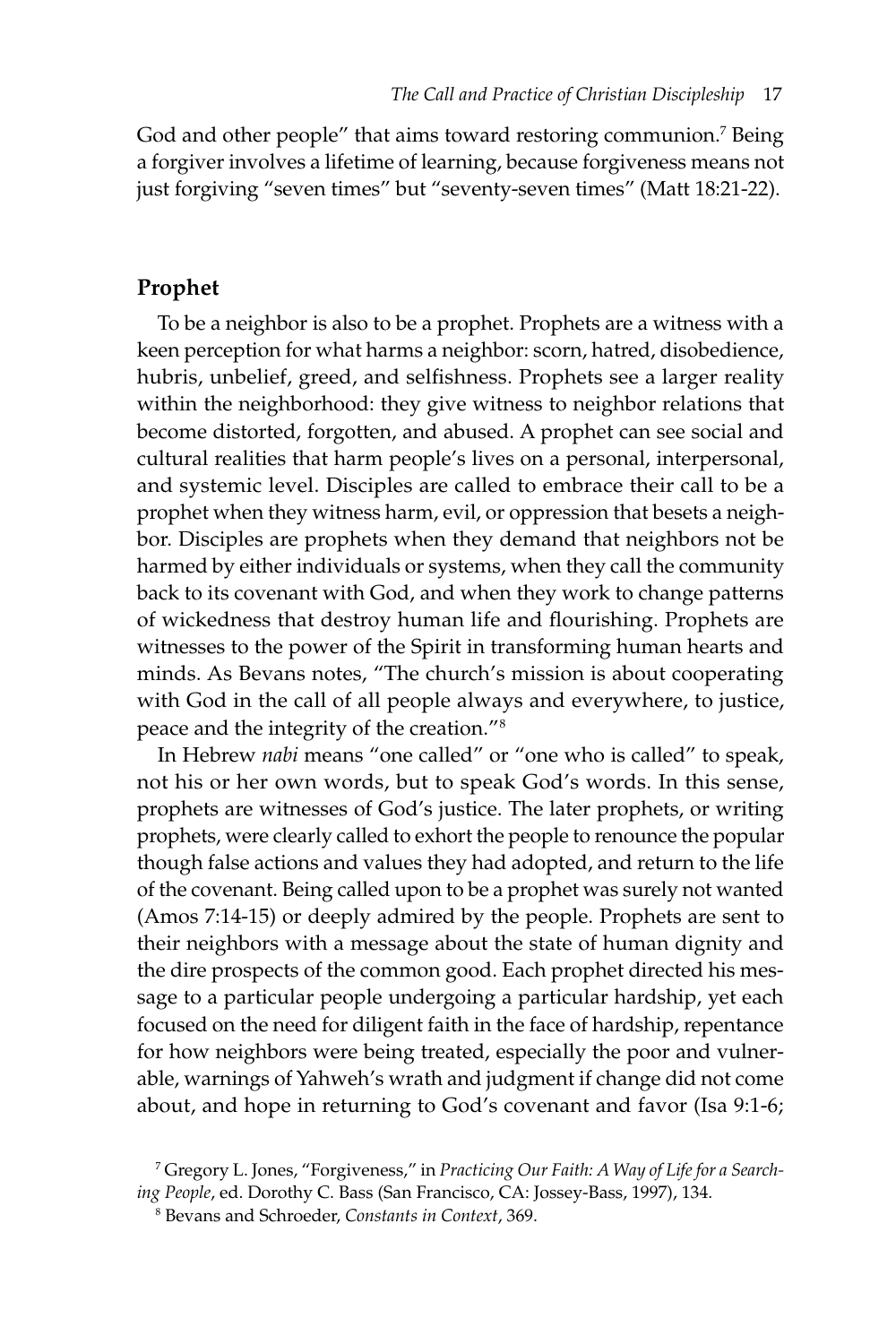God and other people" that aims toward restoring communion.[7] Being a forgiver involves a lifetime of learning, because forgiveness means not just forgiving "seven times" but "seventy-seven times" (Matt 18:21-22).

## Prophet

To be a neighbor is also to be a prophet. Prophets are a witness with a keen perception for what harms a neighbor: scorn, hatred, disobedience, hubris, unbelief, greed, and selfishness. Prophets see a larger reality within the neighborhood: they give witness to neighbor relations that become distorted, forgotten, and abused. A prophet can see social and cultural realities that harm people's lives on a personal, interpersonal, and systemic level. Disciples are called to embrace their call to be a prophet when they witness harm, evil, or oppression that besets a neighbor. Disciples are prophets when they demand that neighbors not be harmed by either individuals or systems, when they call the community back to its covenant with God, and when they work to change patterns of wickedness that destroy human life and flourishing. Prophets are witnesses to the power of the Spirit in transforming human hearts and minds. As Bevans notes, "The church's mission is about cooperating with God in the call of all people always and everywhere, to justice, peace and the integrity of the creation."[8]

In Hebrew *nabi* means "one called" or "one who is called" to speak, not his or her own words, but to speak God's words. In this sense, prophets are witnesses of God's justice. The later prophets, or writing prophets, were clearly called to exhort the people to renounce the popular though false actions and values they had adopted, and return to the life of the covenant. Being called upon to be a prophet was surely not wanted (Amos 7:14-15) or deeply admired by the people. Prophets are sent to their neighbors with a message about the state of human dignity and the dire prospects of the common good. Each prophet directed his message to a particular people undergoing a particular hardship, yet each focused on the need for diligent faith in the face of hardship, repentance for how neighbors were being treated, especially the poor and vulnerable, warnings of Yahweh's wrath and judgment if change did not come about, and hope in returning to God's covenant and favor (Isa 9:1-6;

[7] Gregory L. Jones, "Forgiveness," in *Practicing Our Faith: A Way of Life for a Searching People*, ed. Dorothy C. Bass (San Francisco, CA: Jossey-Bass, 1997), 134.

[8] Bevans and Schroeder, *Constants in Context*, 369.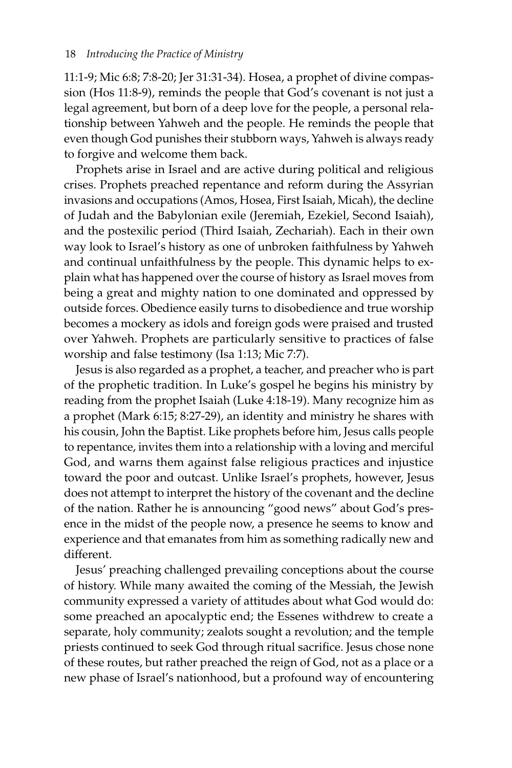11:1-9; Mic 6:8; 7:8-20; Jer 31:31-34). Hosea, a prophet of divine compassion (Hos 11:8-9), reminds the people that God's covenant is not just a legal agreement, but born of a deep love for the people, a personal relationship between Yahweh and the people. He reminds the people that even though God punishes their stubborn ways, Yahweh is always ready to forgive and welcome them back.

Prophets arise in Israel and are active during political and religious crises. Prophets preached repentance and reform during the Assyrian invasions and occupations (Amos, Hosea, First Isaiah, Micah), the decline of Judah and the Babylonian exile (Jeremiah, Ezekiel, Second Isaiah), and the postexilic period (Third Isaiah, Zechariah). Each in their own way look to Israel's history as one of unbroken faithfulness by Yahweh and continual unfaithfulness by the people. This dynamic helps to explain what has happened over the course of history as Israel moves from being a great and mighty nation to one dominated and oppressed by outside forces. Obedience easily turns to disobedience and true worship becomes a mockery as idols and foreign gods were praised and trusted over Yahweh. Prophets are particularly sensitive to practices of false worship and false testimony (Isa 1:13; Mic 7:7).

Jesus is also regarded as a prophet, a teacher, and preacher who is part of the prophetic tradition. In Luke's gospel he begins his ministry by reading from the prophet Isaiah (Luke 4:18-19). Many recognize him as a prophet (Mark 6:15; 8:27-29), an identity and ministry he shares with his cousin, John the Baptist. Like prophets before him, Jesus calls people to repentance, invites them into a relationship with a loving and merciful God, and warns them against false religious practices and injustice toward the poor and outcast. Unlike Israel's prophets, however, Jesus does not attempt to interpret the history of the covenant and the decline of the nation. Rather he is announcing "good news" about God's presence in the midst of the people now, a presence he seems to know and experience and that emanates from him as something radically new and different.

Jesus' preaching challenged prevailing conceptions about the course of history. While many awaited the coming of the Messiah, the Jewish community expressed a variety of attitudes about what God would do: some preached an apocalyptic end; the Essenes withdrew to create a separate, holy community; zealots sought a revolution; and the temple priests continued to seek God through ritual sacrifice. Jesus chose none of these routes, but rather preached the reign of God, not as a place or a new phase of Israel's nationhood, but a profound way of encountering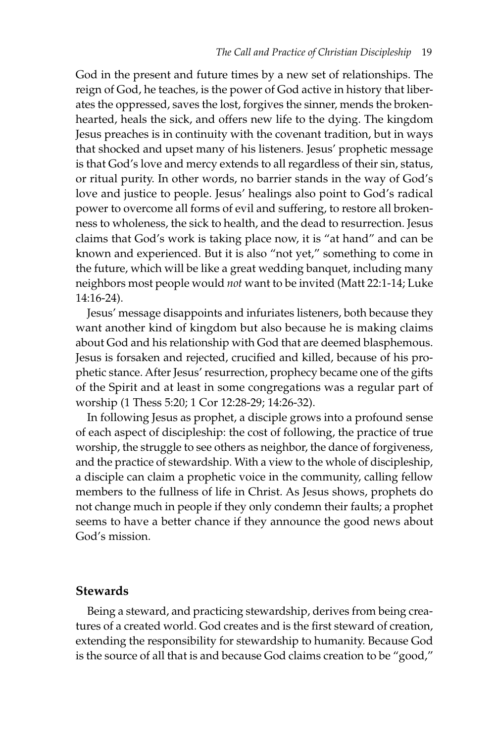God in the present and future times by a new set of relationships. The reign of God, he teaches, is the power of God active in history that liberates the oppressed, saves the lost, forgives the sinner, mends the brokenhearted, heals the sick, and offers new life to the dying. The kingdom Jesus preaches is in continuity with the covenant tradition, but in ways that shocked and upset many of his listeners. Jesus' prophetic message is that God's love and mercy extends to all regardless of their sin, status, or ritual purity. In other words, no barrier stands in the way of God's love and justice to people. Jesus' healings also point to God's radical power to overcome all forms of evil and suffering, to restore all brokenness to wholeness, the sick to health, and the dead to resurrection. Jesus claims that God's work is taking place now, it is "at hand" and can be known and experienced. But it is also "not yet," something to come in the future, which will be like a great wedding banquet, including many neighbors most people would *not* want to be invited (Matt 22:1-14; Luke 14:16-24).

Jesus' message disappoints and infuriates listeners, both because they want another kind of kingdom but also because he is making claims about God and his relationship with God that are deemed blasphemous. Jesus is forsaken and rejected, crucified and killed, because of his prophetic stance. After Jesus' resurrection, prophecy became one of the gifts of the Spirit and at least in some congregations was a regular part of worship (1 Thess 5:20; 1 Cor 12:28-29; 14:26-32).

In following Jesus as prophet, a disciple grows into a profound sense of each aspect of discipleship: the cost of following, the practice of true worship, the struggle to see others as neighbor, the dance of forgiveness, and the practice of stewardship. With a view to the whole of discipleship, a disciple can claim a prophetic voice in the community, calling fellow members to the fullness of life in Christ. As Jesus shows, prophets do not change much in people if they only condemn their faults; a prophet seems to have a better chance if they announce the good news about God's mission.

## Stewards

Being a steward, and practicing stewardship, derives from being creatures of a created world. God creates and is the first steward of creation, extending the responsibility for stewardship to humanity. Because God is the source of all that is and because God claims creation to be "good,"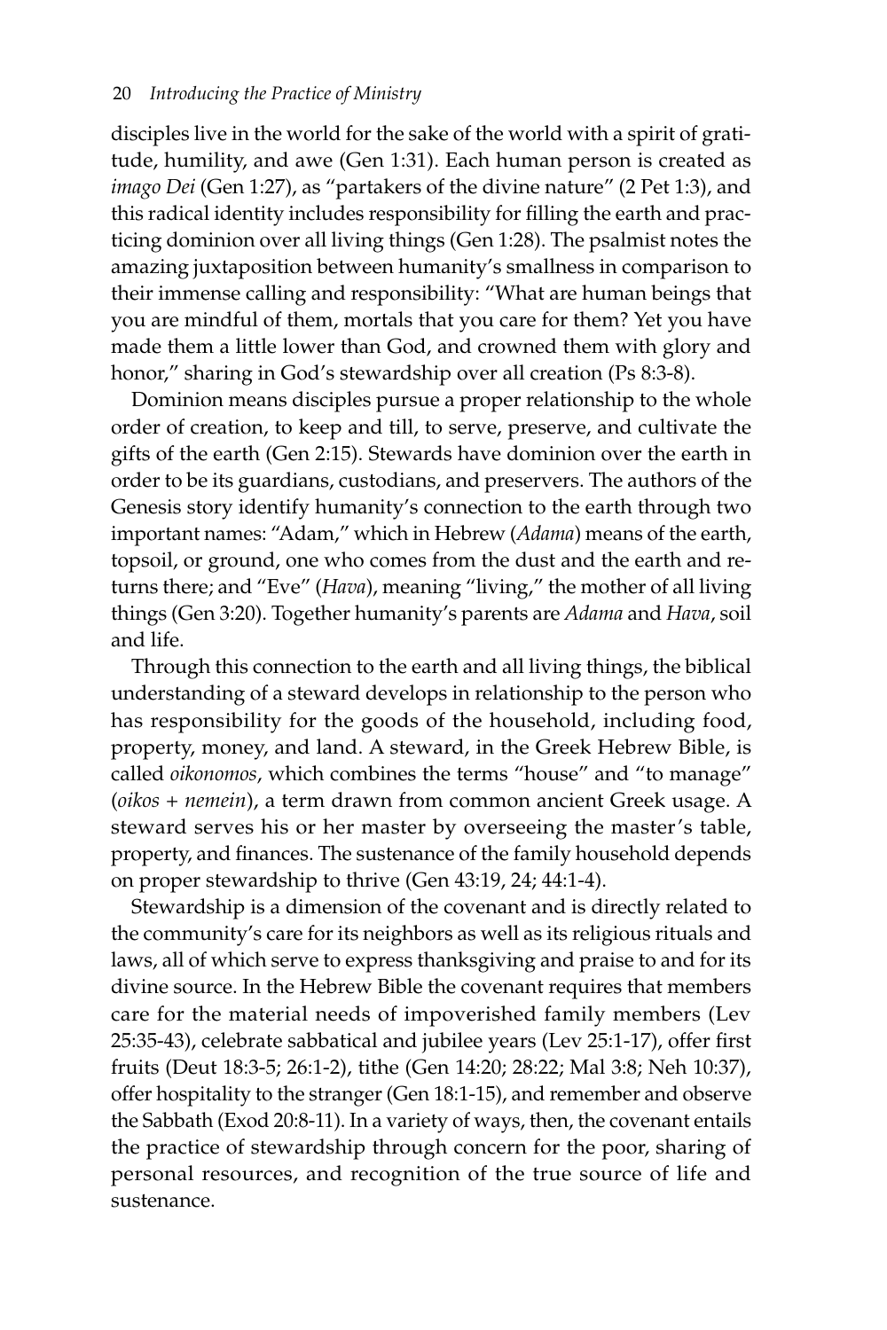disciples live in the world for the sake of the world with a spirit of gratitude, humility, and awe (Gen 1:31). Each human person is created as *imago Dei* (Gen 1:27), as "partakers of the divine nature" (2 Pet 1:3), and this radical identity includes responsibility for filling the earth and practicing dominion over all living things (Gen 1:28). The psalmist notes the amazing juxtaposition between humanity's smallness in comparison to their immense calling and responsibility: "What are human beings that you are mindful of them, mortals that you care for them? Yet you have made them a little lower than God, and crowned them with glory and honor," sharing in God's stewardship over all creation (Ps 8:3-8).

Dominion means disciples pursue a proper relationship to the whole order of creation, to keep and till, to serve, preserve, and cultivate the gifts of the earth (Gen 2:15). Stewards have dominion over the earth in order to be its guardians, custodians, and preservers. The authors of the Genesis story identify humanity's connection to the earth through two important names: "Adam," which in Hebrew (*Adama*) means of the earth, topsoil, or ground, one who comes from the dust and the earth and returns there; and "Eve" (*Hava*), meaning "living," the mother of all living things (Gen 3:20). Together humanity's parents are *Adama* and *Hava*, soil and life.

Through this connection to the earth and all living things, the biblical understanding of a steward develops in relationship to the person who has responsibility for the goods of the household, including food, property, money, and land. A steward, in the Greek Hebrew Bible, is called *oikonomos*, which combines the terms "house" and "to manage" (*oikos* + *nemein*), a term drawn from common ancient Greek usage. A steward serves his or her master by overseeing the master's table, property, and finances. The sustenance of the family household depends on proper stewardship to thrive (Gen 43:19, 24; 44:1-4).

Stewardship is a dimension of the covenant and is directly related to the community's care for its neighbors as well as its religious rituals and laws, all of which serve to express thanksgiving and praise to and for its divine source. In the Hebrew Bible the covenant requires that members care for the material needs of impoverished family members (Lev 25:35-43), celebrate sabbatical and jubilee years (Lev 25:1-17), offer first fruits (Deut 18:3-5; 26:1-2), tithe (Gen 14:20; 28:22; Mal 3:8; Neh 10:37), offer hospitality to the stranger (Gen 18:1-15), and remember and observe the Sabbath (Exod 20:8-11). In a variety of ways, then, the covenant entails the practice of stewardship through concern for the poor, sharing of personal resources, and recognition of the true source of life and sustenance.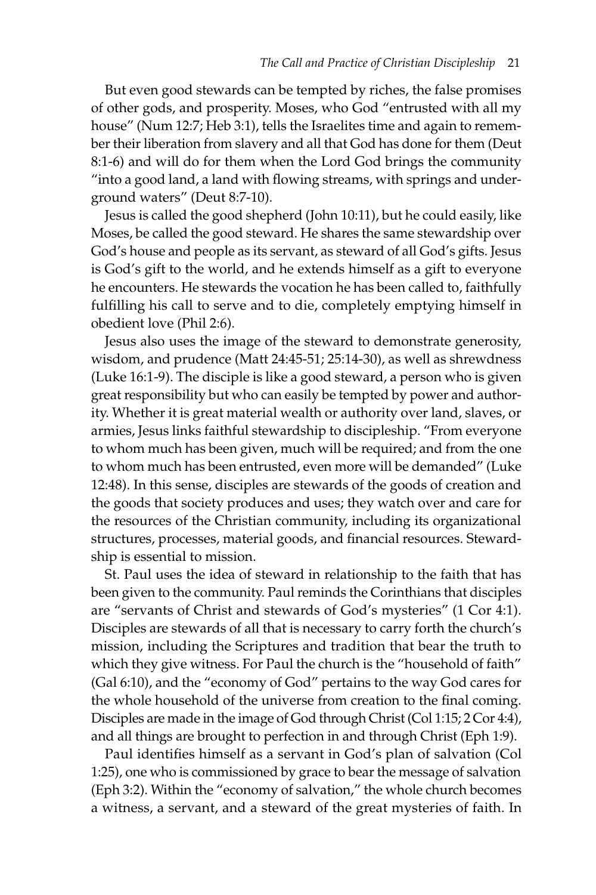But even good stewards can be tempted by riches, the false promises of other gods, and prosperity. Moses, who God "entrusted with all my house" (Num 12:7; Heb 3:1), tells the Israelites time and again to remember their liberation from slavery and all that God has done for them (Deut 8:1-6) and will do for them when the Lord God brings the community "into a good land, a land with flowing streams, with springs and underground waters" (Deut 8:7-10).

Jesus is called the good shepherd (John 10:11), but he could easily, like Moses, be called the good steward. He shares the same stewardship over God's house and people as its servant, as steward of all God's gifts. Jesus is God's gift to the world, and he extends himself as a gift to everyone he encounters. He stewards the vocation he has been called to, faithfully fulfilling his call to serve and to die, completely emptying himself in obedient love (Phil 2:6).

Jesus also uses the image of the steward to demonstrate generosity, wisdom, and prudence (Matt 24:45-51; 25:14-30), as well as shrewdness (Luke 16:1-9). The disciple is like a good steward, a person who is given great responsibility but who can easily be tempted by power and authority. Whether it is great material wealth or authority over land, slaves, or armies, Jesus links faithful stewardship to discipleship. "From everyone to whom much has been given, much will be required; and from the one to whom much has been entrusted, even more will be demanded" (Luke 12:48). In this sense, disciples are stewards of the goods of creation and the goods that society produces and uses; they watch over and care for the resources of the Christian community, including its organizational structures, processes, material goods, and financial resources. Stewardship is essential to mission.

St. Paul uses the idea of steward in relationship to the faith that has been given to the community. Paul reminds the Corinthians that disciples are "servants of Christ and stewards of God's mysteries" (1 Cor 4:1). Disciples are stewards of all that is necessary to carry forth the church's mission, including the Scriptures and tradition that bear the truth to which they give witness. For Paul the church is the "household of faith" (Gal 6:10), and the "economy of God" pertains to the way God cares for the whole household of the universe from creation to the final coming. Disciples are made in the image of God through Christ (Col 1:15; 2 Cor 4:4), and all things are brought to perfection in and through Christ (Eph 1:9).

Paul identifies himself as a servant in God's plan of salvation (Col 1:25), one who is commissioned by grace to bear the message of salvation (Eph 3:2). Within the "economy of salvation," the whole church becomes a witness, a servant, and a steward of the great mysteries of faith. In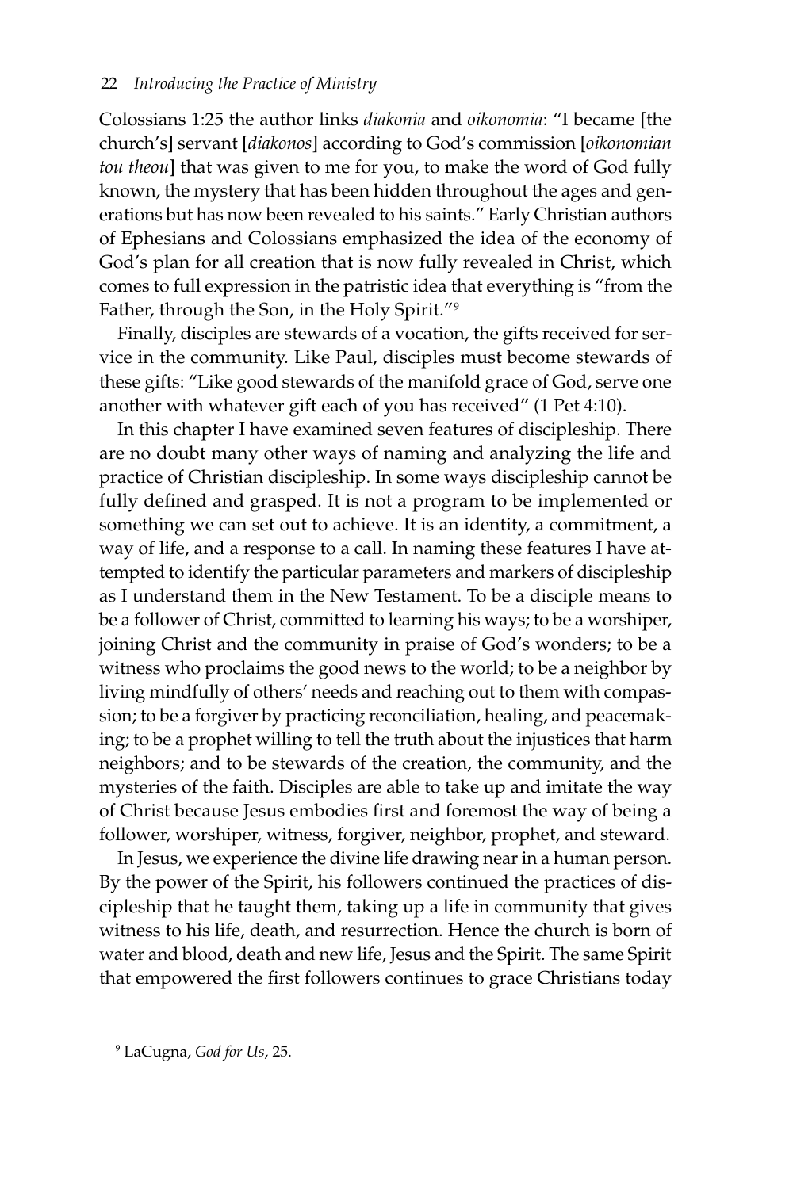Colossians 1:25 the author links *diakonia* and *oikonomia*: "I became [the church's] servant [*diakonos*] according to God's commission [*oikonomian tou theou*] that was given to me for you, to make the word of God fully known, the mystery that has been hidden throughout the ages and generations but has now been revealed to his saints." Early Christian authors of Ephesians and Colossians emphasized the idea of the economy of God's plan for all creation that is now fully revealed in Christ, which comes to full expression in the patristic idea that everything is "from the Father, through the Son, in the Holy Spirit."[9]

Finally, disciples are stewards of a vocation, the gifts received for service in the community. Like Paul, disciples must become stewards of these gifts: "Like good stewards of the manifold grace of God, serve one another with whatever gift each of you has received" (1 Pet 4:10).

In this chapter I have examined seven features of discipleship. There are no doubt many other ways of naming and analyzing the life and practice of Christian discipleship. In some ways discipleship cannot be fully defined and grasped. It is not a program to be implemented or something we can set out to achieve. It is an identity, a commitment, a way of life, and a response to a call. In naming these features I have attempted to identify the particular parameters and markers of discipleship as I understand them in the New Testament. To be a disciple means to be a follower of Christ, committed to learning his ways; to be a worshiper, joining Christ and the community in praise of God's wonders; to be a witness who proclaims the good news to the world; to be a neighbor by living mindfully of others' needs and reaching out to them with compassion; to be a forgiver by practicing reconciliation, healing, and peacemaking; to be a prophet willing to tell the truth about the injustices that harm neighbors; and to be stewards of the creation, the community, and the mysteries of the faith. Disciples are able to take up and imitate the way of Christ because Jesus embodies first and foremost the way of being a follower, worshiper, witness, forgiver, neighbor, prophet, and steward.

In Jesus, we experience the divine life drawing near in a human person. By the power of the Spirit, his followers continued the practices of discipleship that he taught them, taking up a life in community that gives witness to his life, death, and resurrection. Hence the church is born of water and blood, death and new life, Jesus and the Spirit. The same Spirit that empowered the first followers continues to grace Christians today

[9] LaCugna, *God for Us*, 25.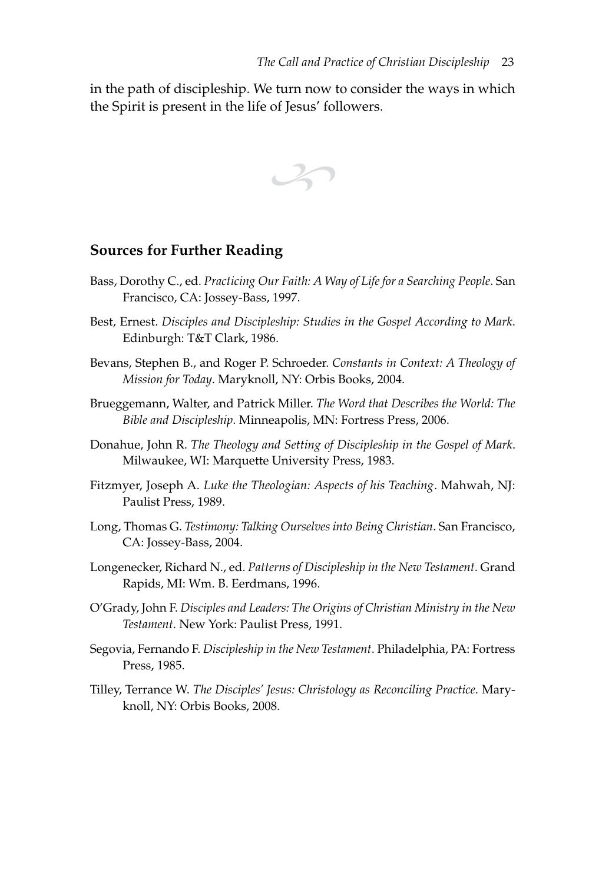in the path of discipleship. We turn now to consider the ways in which the Spirit is present in the life of Jesus' followers.

## Sources for Further Reading

Bass, Dorothy C., ed. *Practicing Our Faith: A Way of Life for a Searching People*. San Francisco, CA: Jossey-Bass, 1997.

Best, Ernest. *Disciples and Discipleship: Studies in the Gospel According to Mark*. Edinburgh: T&T Clark, 1986.

Bevans, Stephen B., and Roger P. Schroeder. *Constants in Context: A Theology of Mission for Today*. Maryknoll, NY: Orbis Books, 2004.

Brueggemann, Walter, and Patrick Miller. *The Word that Describes the World: The Bible and Discipleship*. Minneapolis, MN: Fortress Press, 2006.

Donahue, John R. *The Theology and Setting of Discipleship in the Gospel of Mark*. Milwaukee, WI: Marquette University Press, 1983.

Fitzmyer, Joseph A. *Luke the Theologian: Aspects of his Teaching*. Mahwah, NJ: Paulist Press, 1989.

Long, Thomas G. *Testimony: Talking Ourselves into Being Christian*. San Francisco, CA: Jossey-Bass, 2004.

Longenecker, Richard N., ed. *Patterns of Discipleship in the New Testament*. Grand Rapids, MI: Wm. B. Eerdmans, 1996.

O'Grady, John F. *Disciples and Leaders: The Origins of Christian Ministry in the New Testament*. New York: Paulist Press, 1991.

Segovia, Fernando F. *Discipleship in the New Testament*. Philadelphia, PA: Fortress Press, 1985.

Tilley, Terrance W. *The Disciples' Jesus: Christology as Reconciling Practice*. Maryknoll, NY: Orbis Books, 2008.